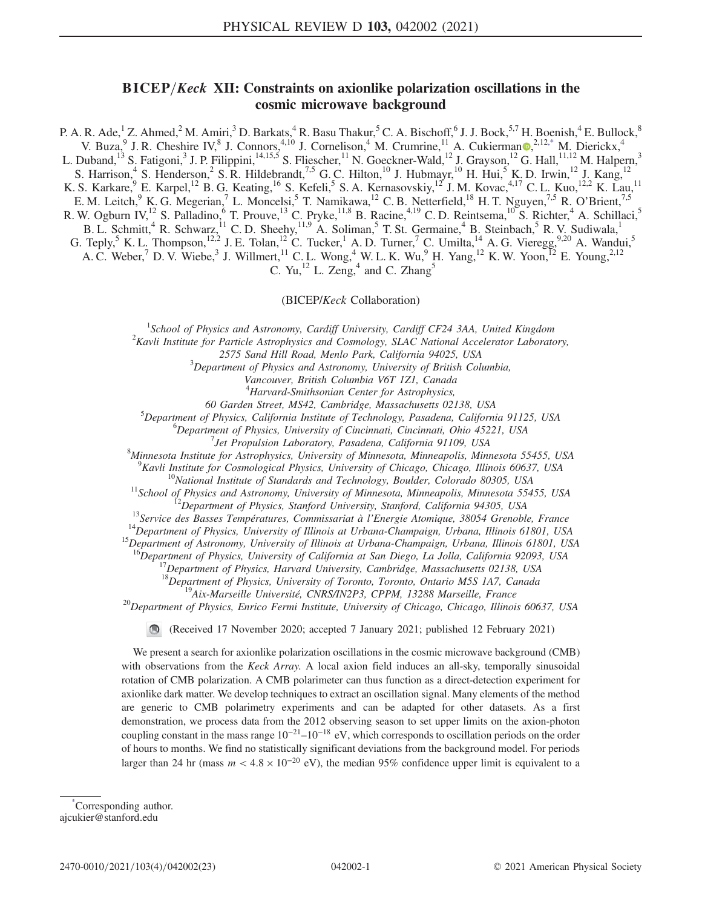# BICEP/*Keck* XII: Constraints on axionlike polarization oscillations in the cosmic microwave background

P. A. R. Ade,[1] Z. Ahmed,[2] M. Amiri,[3] D. Barkats,[4] R. Basu Thakur,[5] C. A. Bischoff,[6] J. J. Bock,[5,7] H. Boenish,[4] E. Bullock,[8] V. Buza,[9] J. R. Cheshire IV,[8] J. Connors,[4,10] J. Cornelison,[4] M. Crumrine,[11] A. Cukierman,[2,12,*] M. Dierickx,[4] L. Duband,[13] S. Fatigoni,[3] J. P. Filippini,[14,15,5] S. Fliescher,[11] N. Goeckner-Wald,[12] J. Grayson,[12] G. Hall,[11,12] M. Halpern,[3] S. Harrison,[4] S. Henderson,[2] S. R. Hildebrandt,[7,5] G. C. Hilton,[10] J. Hubmayr,[10] H. Hui,[5] K. D. Irwin,[12] J. Kang,[12] K. S. Karkare,[9] E. Karpel,[12] B. G. Keating,[16] S. Kefeli,[5] S. A. Kernasovskiy,[12] J. M. Kovac,[4,17] C. L. Kuo,[12,2] K. Lau,[11] E. M. Leitch,[9] K. G. Megerian,[7] L. Moncelsi,[5] T. Namikawa,[12] C. B. Netterfield,[18] H. T. Nguyen,[7,5] R. O'Brient,[7,5] R. W. Ogburn IV,[12] S. Palladino,[6] T. Prouve,[13] C. Pryke,[11,8] B. Racine,[4,19] C. D. Reintsema,[10] S. Richter,[4] A. Schillaci,[5] B. L. Schmitt,[4] R. Schwarz,[11] C. D. Sheehy,[11,9] A. Soliman,[5] T. St. Germaine,[4] B. Steinbach,[5] R. V. Sudiwala,[1] G. Teply,[5] K. L. Thompson,[12,2] J. E. Tolan,[12] C. Tucker,[1] A. D. Turner,[7] C. Umilta,[14] A. G. Vieregg,[9,20] A. Wandui,[5] A. C. Weber,[7] D. V. Wiebe,[3] J. Willmert,[11] C. L. Wong,[4] W. L. K. Wu,[9] H. Yang,[12] K. W. Yoon,[12] E. Young,[2,12] C. Yu,[12] L. Zeng,[4] and C. Zhang[5]

(BICEP/*Keck* Collaboration)

[1] *School of Physics and Astronomy, Cardiff University, Cardiff CF24 3AA, United Kingdom*
[2] *Kavli Institute for Particle Astrophysics and Cosmology, SLAC National Accelerator Laboratory, 2575 Sand Hill Road, Menlo Park, California 94025, USA*
[3] *Department of Physics and Astronomy, University of British Columbia, Vancouver, British Columbia V6T 1Z1, Canada*
[4] *Harvard-Smithsonian Center for Astrophysics, 60 Garden Street, MS42, Cambridge, Massachusetts 02138, USA*
[5] *Department of Physics, California Institute of Technology, Pasadena, California 91125, USA*
[6] *Department of Physics, University of Cincinnati, Cincinnati, Ohio 45221, USA*
[7] *Jet Propulsion Laboratory, Pasadena, California 91109, USA*
[8] *Minnesota Institute for Astrophysics, University of Minnesota, Minneapolis, Minnesota 55455, USA*
[9] *Kavli Institute for Cosmological Physics, University of Chicago, Chicago, Illinois 60637, USA*
[10] *National Institute of Standards and Technology, Boulder, Colorado 80305, USA*
[11] *School of Physics and Astronomy, University of Minnesota, Minneapolis, Minnesota 55455, USA*
[12] *Department of Physics, Stanford University, Stanford, California 94305, USA*
[13] *Service des Basses Températures, Commissariat à l'Energie Atomique, 38054 Grenoble, France*
[14] *Department of Physics, University of Illinois at Urbana-Champaign, Urbana, Illinois 61801, USA*
[15] *Department of Astronomy, University of Illinois at Urbana-Champaign, Urbana, Illinois 61801, USA*
[16] *Department of Physics, University of California at San Diego, La Jolla, California 92093, USA*
[17] *Department of Physics, Harvard University, Cambridge, Massachusetts 02138, USA*
[18] *Department of Physics, University of Toronto, Toronto, Ontario M5S 1A7, Canada*
[19] *Aix-Marseille Université, CNRS/IN2P3, CPPM, 13288 Marseille, France*
[20] *Department of Physics, Enrico Fermi Institute, University of Chicago, Chicago, Illinois 60637, USA*

(Received 17 November 2020; accepted 7 January 2021; published 12 February 2021)

We present a search for axionlike polarization oscillations in the cosmic microwave background (CMB) with observations from the *Keck Array*. A local axion field induces an all-sky, temporally sinusoidal rotation of CMB polarization. A CMB polarimeter can thus function as a direct-detection experiment for axionlike dark matter. We develop techniques to extract an oscillation signal. Many elements of the method are generic to CMB polarimetry experiments and can be adapted for other datasets. As a first demonstration, we process data from the 2012 observing season to set upper limits on the axion-photon coupling constant in the mass range $10^{-21}$–$10^{-18}$ eV, which corresponds to oscillation periods on the order of hours to months. We find no statistically significant deviations from the background model. For periods larger than 24 hr (mass $m < 4.8 \times 10^{-20}$ eV), the median 95% confidence upper limit is equivalent to a

*Corresponding author.
ajcukier@stanford.edu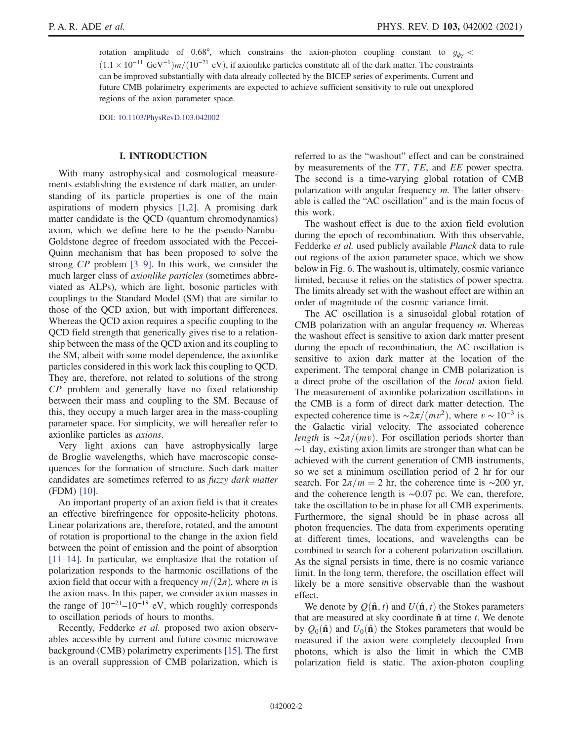rotation amplitude of 0.68°, which constrains the axion-photon coupling constant to $g_{\phi\gamma} < (1.1 \times 10^{-11}\ \mathrm{GeV}^{-1}) m/(10^{-21}\ \mathrm{eV})$, if axionlike particles constitute all of the dark matter. The constraints can be improved substantially with data already collected by the BICEP series of experiments. Current and future CMB polarimetry experiments are expected to achieve sufficient sensitivity to rule out unexplored regions of the axion parameter space.

DOI: 10.1103/PhysRevD.103.042002

## I. INTRODUCTION

With many astrophysical and cosmological measurements establishing the existence of dark matter, an understanding of its particle properties is one of the main aspirations of modern physics [1,2]. A promising dark matter candidate is the QCD (quantum chromodynamics) axion, which we define here to be the pseudo-Nambu-Goldstone degree of freedom associated with the Peccei-Quinn mechanism that has been proposed to solve the strong *CP* problem [3–9]. In this work, we consider the much larger class of *axionlike particles* (sometimes abbreviated as ALPs), which are light, bosonic particles with couplings to the Standard Model (SM) that are similar to those of the QCD axion, but with important differences. Whereas the QCD axion requires a specific coupling to the QCD field strength that generically gives rise to a relationship between the mass of the QCD axion and its coupling to the SM, albeit with some model dependence, the axionlike particles considered in this work lack this coupling to QCD. They are, therefore, not related to solutions of the strong *CP* problem and generally have no fixed relationship between their mass and coupling to the SM. Because of this, they occupy a much larger area in the mass-coupling parameter space. For simplicity, we will hereafter refer to axionlike particles as *axions*.

Very light axions can have astrophysically large de Broglie wavelengths, which have macroscopic consequences for the formation of structure. Such dark matter candidates are sometimes referred to as *fuzzy dark matter* (FDM) [10].

An important property of an axion field is that it creates an effective birefringence for opposite-helicity photons. Linear polarizations are, therefore, rotated, and the amount of rotation is proportional to the change in the axion field between the point of emission and the point of absorption [11–14]. In particular, we emphasize that the rotation of polarization responds to the harmonic oscillations of the axion field that occur with a frequency $m/(2\pi)$, where $m$ is the axion mass. In this paper, we consider axion masses in the range of $10^{-21}$–$10^{-18}$ eV, which roughly corresponds to oscillation periods of hours to months.

Recently, Fedderke *et al.* proposed two axion observables accessible by current and future cosmic microwave background (CMB) polarimetry experiments [15]. The first is an overall suppression of CMB polarization, which is referred to as the "washout" effect and can be constrained by measurements of the $TT$, $TE$, and $EE$ power spectra. The second is a time-varying global rotation of CMB polarization with angular frequency $m$. The latter observable is called the "AC oscillation" and is the main focus of this work.

The washout effect is due to the axion field evolution during the epoch of recombination. With this observable, Fedderke *et al.* used publicly available *Planck* data to rule out regions of the axion parameter space, which we show below in Fig. 6. The washout is, ultimately, cosmic variance limited, because it relies on the statistics of power spectra. The limits already set with the washout effect are within an order of magnitude of the cosmic variance limit.

The AC oscillation is a sinusoidal global rotation of CMB polarization with an angular frequency $m$. Whereas the washout effect is sensitive to axion dark matter present during the epoch of recombination, the AC oscillation is sensitive to axion dark matter at the location of the experiment. The temporal change in CMB polarization is a direct probe of the oscillation of the *local* axion field. The measurement of axionlike polarization oscillations in the CMB is a form of direct dark matter detection. The expected coherence time is $\sim 2\pi/(mv^2)$, where $v \sim 10^{-3}$ is the Galactic virial velocity. The associated coherence *length* is $\sim 2\pi/(mv)$. For oscillation periods shorter than $\sim$1 day, existing axion limits are stronger than what can be achieved with the current generation of CMB instruments, so we set a minimum oscillation period of 2 hr for our search. For $2\pi/m = 2$ hr, the coherence time is $\sim$200 yr, and the coherence length is $\sim$0.07 pc. We can, therefore, take the oscillation to be in phase for all CMB experiments. Furthermore, the signal should be in phase across all photon frequencies. The data from experiments operating at different times, locations, and wavelengths can be combined to search for a coherent polarization oscillation. As the signal persists in time, there is no cosmic variance limit. In the long term, therefore, the oscillation effect will likely be a more sensitive observable than the washout effect.

We denote by $Q(\hat{\mathbf{n}}, t)$ and $U(\hat{\mathbf{n}}, t)$ the Stokes parameters that are measured at sky coordinate $\hat{\mathbf{n}}$ at time $t$. We denote by $Q_0(\hat{\mathbf{n}})$ and $U_0(\hat{\mathbf{n}})$ the Stokes parameters that would be measured if the axion were completely decoupled from photons, which is also the limit in which the CMB polarization field is static. The axion-photon coupling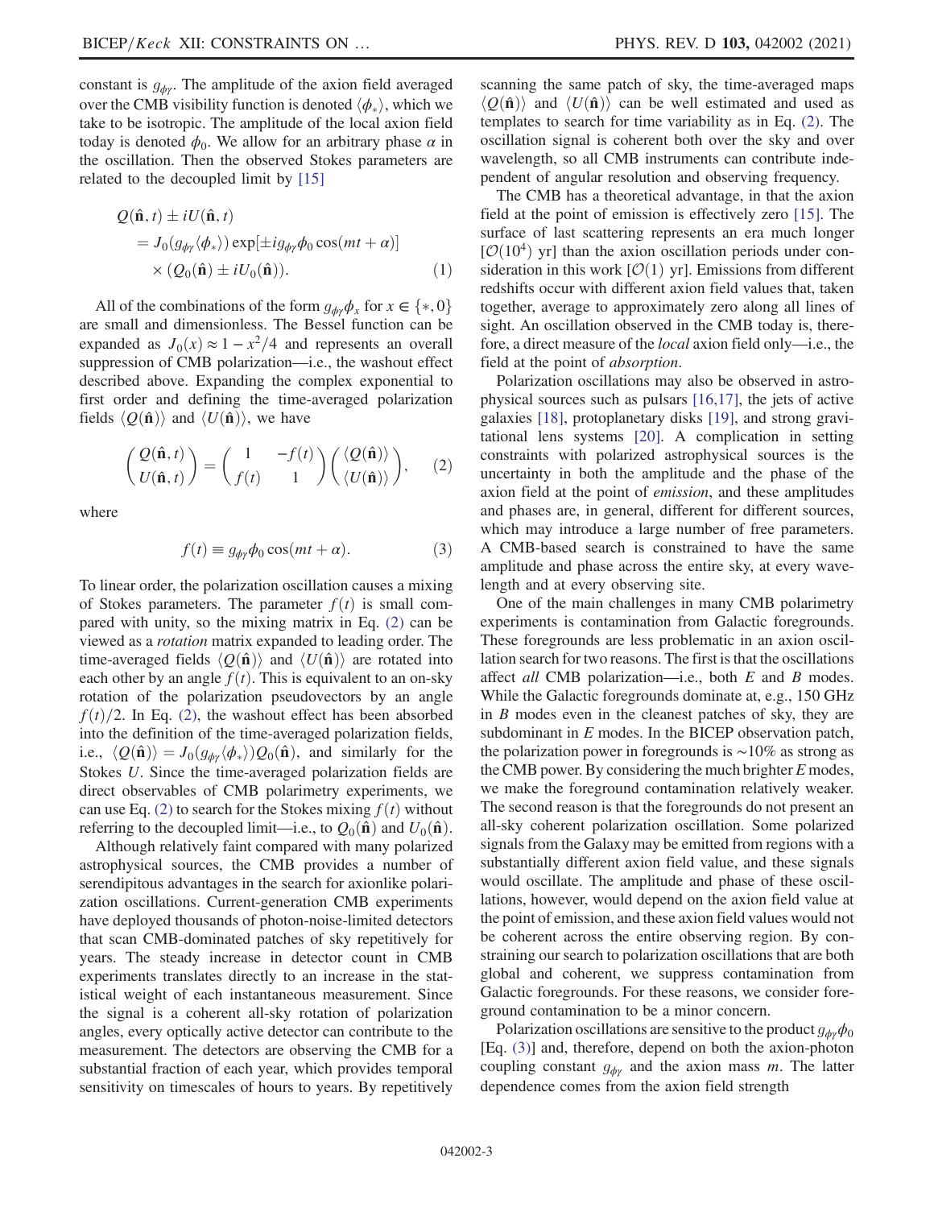constant is $g_{\phi\gamma}$. The amplitude of the axion field averaged over the CMB visibility function is denoted $\langle \phi_* \rangle$, which we take to be isotropic. The amplitude of the local axion field today is denoted $\phi_0$. We allow for an arbitrary phase $\alpha$ in the oscillation. Then the observed Stokes parameters are related to the decoupled limit by [15]

$$
\begin{aligned}
Q(\hat{\mathbf{n}}, t) &\pm iU(\hat{\mathbf{n}}, t) \\
&= J_0(g_{\phi\gamma}\langle \phi_* \rangle) \exp[\pm i g_{\phi\gamma} \phi_0 \cos(mt + \alpha)] \\
&\quad \times (Q_0(\hat{\mathbf{n}}) \pm iU_0(\hat{\mathbf{n}})). \qquad (1)
\end{aligned}
$$

All of the combinations of the form $g_{\phi\gamma}\phi_x$ for $x \in \{*, 0\}$ are small and dimensionless. The Bessel function can be expanded as $J_0(x) \approx 1 - x^2/4$ and represents an overall suppression of CMB polarization—i.e., the washout effect described above. Expanding the complex exponential to first order and defining the time-averaged polarization fields $\langle Q(\hat{\mathbf{n}}) \rangle$ and $\langle U(\hat{\mathbf{n}}) \rangle$, we have

$$
\begin{pmatrix} Q(\hat{\mathbf{n}}, t) \\ U(\hat{\mathbf{n}}, t) \end{pmatrix} = \begin{pmatrix} 1 & -f(t) \\ f(t) & 1 \end{pmatrix} \begin{pmatrix} \langle Q(\hat{\mathbf{n}}) \rangle \\ \langle U(\hat{\mathbf{n}}) \rangle \end{pmatrix}, \qquad (2)
$$

where

$$
f(t) \equiv g_{\phi\gamma}\phi_0 \cos(mt + \alpha). \qquad (3)
$$

To linear order, the polarization oscillation causes a mixing of Stokes parameters. The parameter $f(t)$ is small compared with unity, so the mixing matrix in Eq. (2) can be viewed as a *rotation* matrix expanded to leading order. The time-averaged fields $\langle Q(\hat{\mathbf{n}}) \rangle$ and $\langle U(\hat{\mathbf{n}}) \rangle$ are rotated into each other by an angle $f(t)$. This is equivalent to an on-sky rotation of the polarization pseudovectors by an angle $f(t)/2$. In Eq. (2), the washout effect has been absorbed into the definition of the time-averaged polarization fields, i.e., $\langle Q(\hat{\mathbf{n}}) \rangle = J_0(g_{\phi\gamma}\langle \phi_* \rangle) Q_0(\hat{\mathbf{n}})$, and similarly for the Stokes $U$. Since the time-averaged polarization fields are direct observables of CMB polarimetry experiments, we can use Eq. (2) to search for the Stokes mixing $f(t)$ without referring to the decoupled limit—i.e., to $Q_0(\hat{\mathbf{n}})$ and $U_0(\hat{\mathbf{n}})$.

Although relatively faint compared with many polarized astrophysical sources, the CMB provides a number of serendipitous advantages in the search for axionlike polarization oscillations. Current-generation CMB experiments have deployed thousands of photon-noise-limited detectors that scan CMB-dominated patches of sky repetitively for years. The steady increase in detector count in CMB experiments translates directly to an increase in the statistical weight of each instantaneous measurement. Since the signal is a coherent all-sky rotation of polarization angles, every optically active detector can contribute to the measurement. The detectors are observing the CMB for a substantial fraction of each year, which provides temporal sensitivity on timescales of hours to years. By repetitively scanning the same patch of sky, the time-averaged maps $\langle Q(\hat{\mathbf{n}}) \rangle$ and $\langle U(\hat{\mathbf{n}}) \rangle$ can be well estimated and used as templates to search for time variability as in Eq. (2). The oscillation signal is coherent both over the sky and over wavelength, so all CMB instruments can contribute independent of angular resolution and observing frequency.

The CMB has a theoretical advantage, in that the axion field at the point of emission is effectively zero [15]. The surface of last scattering represents an era much longer [$\mathcal{O}(10^4)$ yr] than the axion oscillation periods under consideration in this work [$\mathcal{O}(1)$ yr]. Emissions from different redshifts occur with different axion field values that, taken together, average to approximately zero along all lines of sight. An oscillation observed in the CMB today is, therefore, a direct measure of the *local* axion field only—i.e., the field at the point of *absorption*.

Polarization oscillations may also be observed in astrophysical sources such as pulsars [16,17], the jets of active galaxies [18], protoplanetary disks [19], and strong gravitational lens systems [20]. A complication in setting constraints with polarized astrophysical sources is the uncertainty in both the amplitude and the phase of the axion field at the point of *emission*, and these amplitudes and phases are, in general, different for different sources, which may introduce a large number of free parameters. A CMB-based search is constrained to have the same amplitude and phase across the entire sky, at every wavelength and at every observing site.

One of the main challenges in many CMB polarimetry experiments is contamination from Galactic foregrounds. These foregrounds are less problematic in an axion oscillation search for two reasons. The first is that the oscillations affect *all* CMB polarization—i.e., both $E$ and $B$ modes. While the Galactic foregrounds dominate at, e.g., 150 GHz in $B$ modes even in the cleanest patches of sky, they are subdominant in $E$ modes. In the BICEP observation patch, the polarization power in foregrounds is ~10% as strong as the CMB power. By considering the much brighter $E$ modes, we make the foreground contamination relatively weaker. The second reason is that the foregrounds do not present an all-sky coherent polarization oscillation. Some polarized signals from the Galaxy may be emitted from regions with a substantially different axion field value, and these signals would oscillate. The amplitude and phase of these oscillations, however, would depend on the axion field value at the point of emission, and these axion field values would not be coherent across the entire observing region. By constraining our search to polarization oscillations that are both global and coherent, we suppress contamination from Galactic foregrounds. For these reasons, we consider foreground contamination to be a minor concern.

Polarization oscillations are sensitive to the product $g_{\phi\gamma}\phi_0$ [Eq. (3)] and, therefore, depend on both the axion-photon coupling constant $g_{\phi\gamma}$ and the axion mass $m$. The latter dependence comes from the axion field strength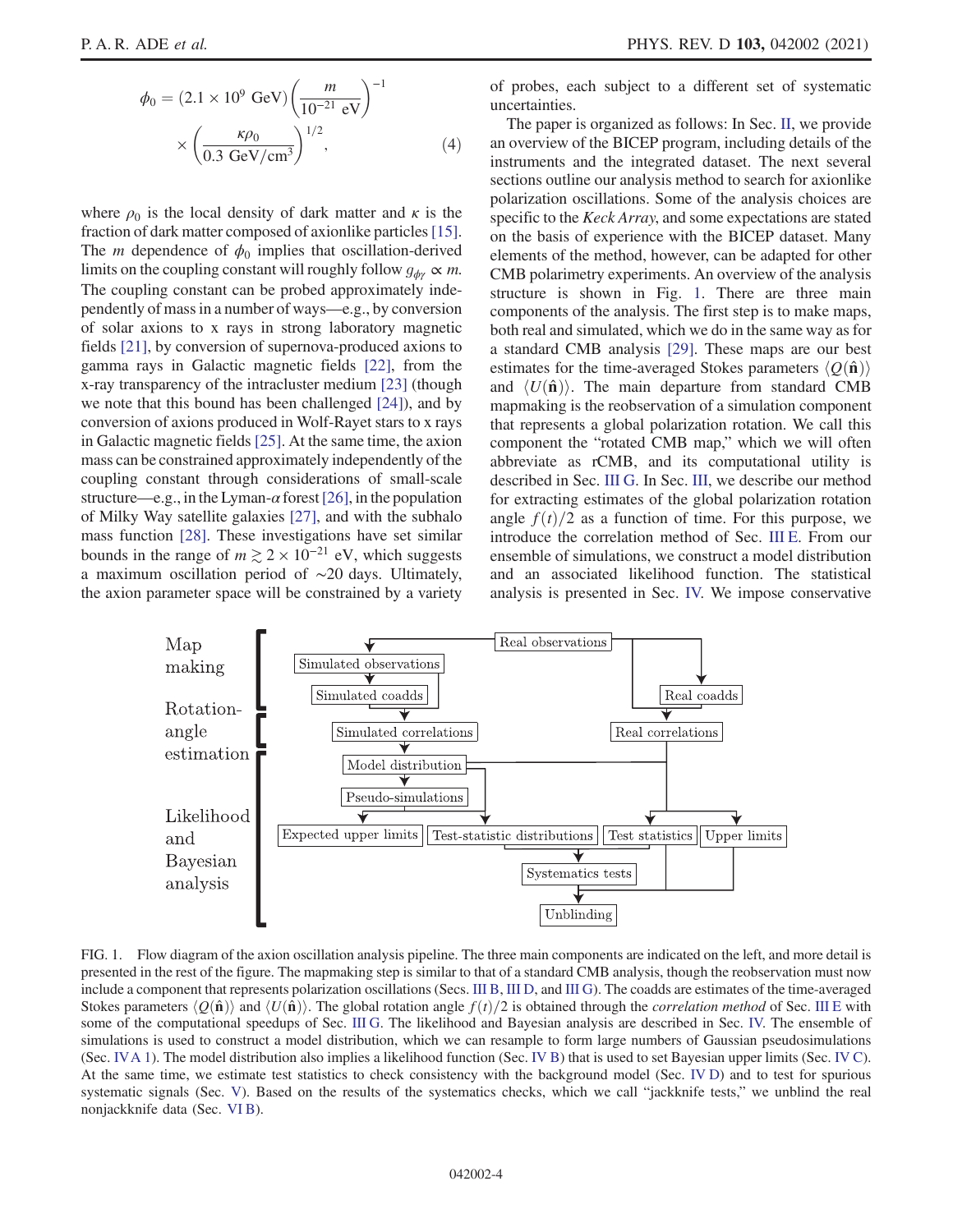$$\phi_0 = (2.1 \times 10^9\ \text{GeV}) \left(\frac{m}{10^{-21}\ \text{eV}}\right)^{-1} \times \left(\frac{\kappa \rho_0}{0.3\ \text{GeV/cm}^3}\right)^{1/2}, \tag{4}$$

where $\rho_0$ is the local density of dark matter and $\kappa$ is the fraction of dark matter composed of axionlike particles [15]. The $m$ dependence of $\phi_0$ implies that oscillation-derived limits on the coupling constant will roughly follow $g_{\phi\gamma} \propto m$. The coupling constant can be probed approximately independently of mass in a number of ways—e.g., by conversion of solar axions to x rays in strong laboratory magnetic fields [21], by conversion of supernova-produced axions to gamma rays in Galactic magnetic fields [22], from the x-ray transparency of the intracluster medium [23] (though we note that this bound has been challenged [24]), and by conversion of axions produced in Wolf-Rayet stars to x rays in Galactic magnetic fields [25]. At the same time, the axion mass can be constrained approximately independently of the coupling constant through considerations of small-scale structure—e.g., in the Lyman-$\alpha$ forest [26], in the population of Milky Way satellite galaxies [27], and with the subhalo mass function [28]. These investigations have set similar bounds in the range of $m \gtrsim 2 \times 10^{-21}$ eV, which suggests a maximum oscillation period of $\sim$20 days. Ultimately, the axion parameter space will be constrained by a variety of probes, each subject to a different set of systematic uncertainties.

The paper is organized as follows: In Sec. II, we provide an overview of the BICEP program, including details of the instruments and the integrated dataset. The next several sections outline our analysis method to search for axionlike polarization oscillations. Some of the analysis choices are specific to the *Keck Array*, and some expectations are stated on the basis of experience with the BICEP dataset. Many elements of the method, however, can be adapted for other CMB polarimetry experiments. An overview of the analysis structure is shown in Fig. 1. There are three main components of the analysis. The first step is to make maps, both real and simulated, which we do in the same way as for a standard CMB analysis [29]. These maps are our best estimates for the time-averaged Stokes parameters $\langle Q(\hat{\mathbf{n}})\rangle$ and $\langle U(\hat{\mathbf{n}})\rangle$. The main departure from standard CMB mapmaking is the reobservation of a simulation component that represents a global polarization rotation. We call this component the "rotated CMB map," which we will often abbreviate as rCMB, and its computational utility is described in Sec. III G. In Sec. III, we describe our method for extracting estimates of the global polarization rotation angle $f(t)/2$ as a function of time. For this purpose, we introduce the correlation method of Sec. III E. From our ensemble of simulations, we construct a model distribution and an associated likelihood function. The statistical analysis is presented in Sec. IV. We impose conservative

FIG. 1. Flow diagram of the axion oscillation analysis pipeline. The three main components are indicated on the left, and more detail is presented in the rest of the figure. The mapmaking step is similar to that of a standard CMB analysis, though the reobservation must now include a component that represents polarization oscillations (Secs. III B, III D, and III G). The coadds are estimates of the time-averaged Stokes parameters $\langle Q(\hat{\mathbf{n}})\rangle$ and $\langle U(\hat{\mathbf{n}})\rangle$. The global rotation angle $f(t)/2$ is obtained through the *correlation method* of Sec. III E with some of the computational speedups of Sec. III G. The likelihood and Bayesian analysis are described in Sec. IV. The ensemble of simulations is used to construct a model distribution, which we can resample to form large numbers of Gaussian pseudosimulations (Sec. IV A 1). The model distribution also implies a likelihood function (Sec. IV B) that is used to set Bayesian upper limits (Sec. IV C). At the same time, we estimate test statistics to check consistency with the background model (Sec. IV D) and to test for spurious systematic signals (Sec. V). Based on the results of the systematics checks, which we call "jackknife tests," we unblind the real nonjackknife data (Sec. VI B).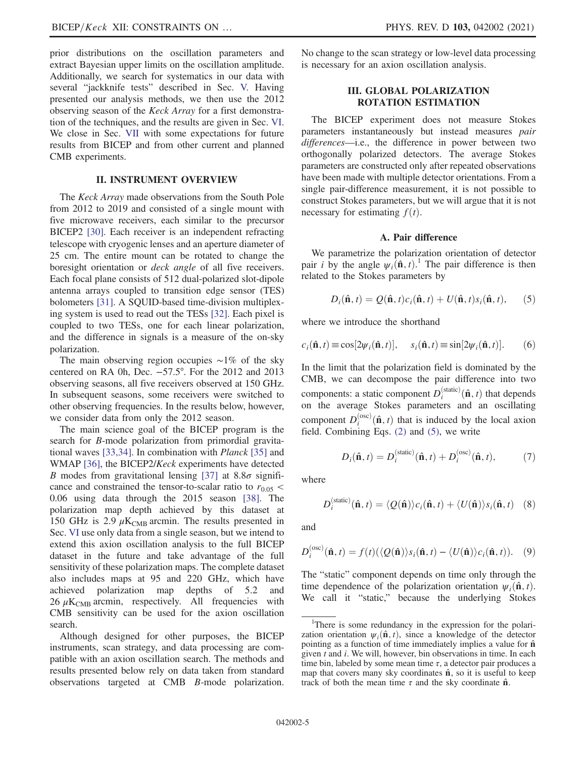prior distributions on the oscillation parameters and extract Bayesian upper limits on the oscillation amplitude. Additionally, we search for systematics in our data with several "jackknife tests" described in Sec. V. Having presented our analysis methods, we then use the 2012 observing season of the *Keck Array* for a first demonstration of the techniques, and the results are given in Sec. VI. We close in Sec. VII with some expectations for future results from BICEP and from other current and planned CMB experiments.

## II. INSTRUMENT OVERVIEW

The *Keck Array* made observations from the South Pole from 2012 to 2019 and consisted of a single mount with five microwave receivers, each similar to the precursor BICEP2 [30]. Each receiver is an independent refracting telescope with cryogenic lenses and an aperture diameter of 25 cm. The entire mount can be rotated to change the boresight orientation or *deck angle* of all five receivers. Each focal plane consists of 512 dual-polarized slot-dipole antenna arrays coupled to transition edge sensor (TES) bolometers [31]. A SQUID-based time-division multiplexing system is used to read out the TESs [32]. Each pixel is coupled to two TESs, one for each linear polarization, and the difference in signals is a measure of the on-sky polarization.

The main observing region occupies ∼1% of the sky centered on RA 0h, Dec. −57.5°. For the 2012 and 2013 observing seasons, all five receivers observed at 150 GHz. In subsequent seasons, some receivers were switched to other observing frequencies. In the results below, however, we consider data from only the 2012 season.

The main science goal of the BICEP program is the search for *B*-mode polarization from primordial gravitational waves [33,34]. In combination with *Planck* [35] and WMAP [36], the BICEP2/*Keck* experiments have detected *B* modes from gravitational lensing [37] at $8.8\sigma$ significance and constrained the tensor-to-scalar ratio to $r_{0.05} < 0.06$ using data through the 2015 season [38]. The polarization map depth achieved by this dataset at 150 GHz is 2.9 $\mu K_{CMB}$ arcmin. The results presented in Sec. VI use only data from a single season, but we intend to extend this axion oscillation analysis to the full BICEP dataset in the future and take advantage of the full sensitivity of these polarization maps. The complete dataset also includes maps at 95 and 220 GHz, which have achieved polarization map depths of 5.2 and 26 $\mu K_{CMB}$ arcmin, respectively. All frequencies with CMB sensitivity can be used for the axion oscillation search.

Although designed for other purposes, the BICEP instruments, scan strategy, and data processing are compatible with an axion oscillation search. The methods and results presented below rely on data taken from standard observations targeted at CMB *B*-mode polarization. No change to the scan strategy or low-level data processing is necessary for an axion oscillation analysis.

## III. GLOBAL POLARIZATION ROTATION ESTIMATION

The BICEP experiment does not measure Stokes parameters instantaneously but instead measures *pair differences*—i.e., the difference in power between two orthogonally polarized detectors. The average Stokes parameters are constructed only after repeated observations have been made with multiple detector orientations. From a single pair-difference measurement, it is not possible to construct Stokes parameters, but we will argue that it is not necessary for estimating $f(t)$.

### A. Pair difference

We parametrize the polarization orientation of detector pair $i$ by the angle $\psi_i(\hat{\mathbf{n}}, t)$.[1] The pair difference is then related to the Stokes parameters by

$$D_i(\hat{\mathbf{n}}, t) = Q(\hat{\mathbf{n}}, t)c_i(\hat{\mathbf{n}}, t) + U(\hat{\mathbf{n}}, t)s_i(\hat{\mathbf{n}}, t), \tag{5}$$

where we introduce the shorthand

$$c_i(\hat{\mathbf{n}}, t) \equiv \cos[2\psi_i(\hat{\mathbf{n}}, t)], \quad s_i(\hat{\mathbf{n}}, t) \equiv \sin[2\psi_i(\hat{\mathbf{n}}, t)]. \tag{6}$$

In the limit that the polarization field is dominated by the CMB, we can decompose the pair difference into two components: a static component $D_i^{(\mathrm{static})}(\hat{\mathbf{n}}, t)$ that depends on the average Stokes parameters and an oscillating component $D_i^{(\mathrm{osc})}(\hat{\mathbf{n}}, t)$ that is induced by the local axion field. Combining Eqs. (2) and (5), we write

$$D_i(\hat{\mathbf{n}}, t) = D_i^{(\mathrm{static})}(\hat{\mathbf{n}}, t) + D_i^{(\mathrm{osc})}(\hat{\mathbf{n}}, t), \tag{7}$$

where

$$D_i^{(\mathrm{static})}(\hat{\mathbf{n}}, t) = \langle Q(\hat{\mathbf{n}}) \rangle c_i(\hat{\mathbf{n}}, t) + \langle U(\hat{\mathbf{n}}) \rangle s_i(\hat{\mathbf{n}}, t) \tag{8}$$

and

$$D_i^{(\mathrm{osc})}(\hat{\mathbf{n}}, t) = f(t)(\langle Q(\hat{\mathbf{n}}) \rangle s_i(\hat{\mathbf{n}}, t) - \langle U(\hat{\mathbf{n}}) \rangle c_i(\hat{\mathbf{n}}, t)). \tag{9}$$

The "static" component depends on time only through the time dependence of the polarization orientation $\psi_i(\hat{\mathbf{n}}, t)$. We call it "static," because the underlying Stokes

[1] There is some redundancy in the expression for the polarization orientation $\psi_i(\hat{\mathbf{n}}, t)$, since a knowledge of the detector pointing as a function of time immediately implies a value for $\hat{\mathbf{n}}$ given $t$ and $i$. We will, however, bin observations in time. In each time bin, labeled by some mean time $\tau$, a detector pair produces a map that covers many sky coordinates $\hat{\mathbf{n}}$, so it is useful to keep track of both the mean time $\tau$ and the sky coordinate $\hat{\mathbf{n}}$.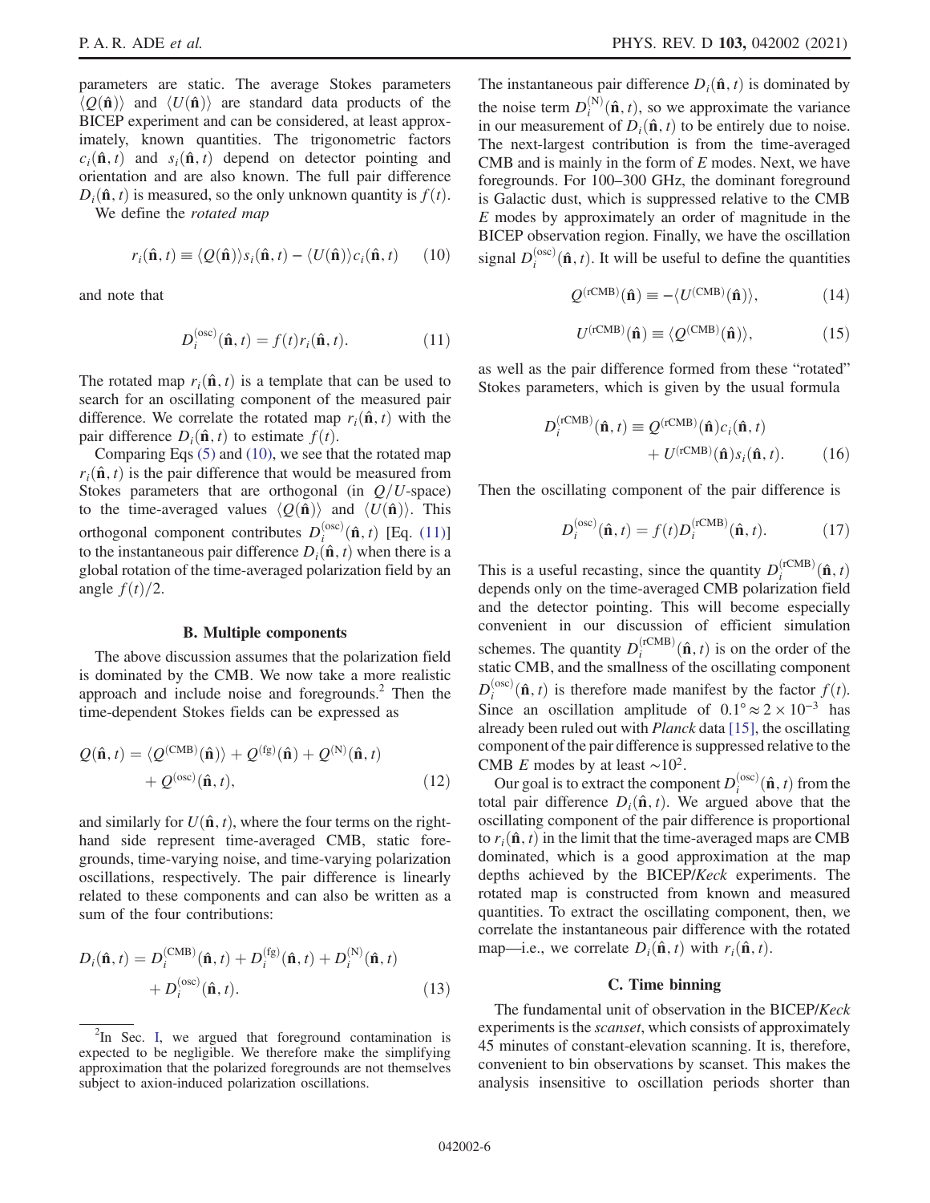parameters are static. The average Stokes parameters $\langle Q(\hat{\mathbf{n}})\rangle$ and $\langle U(\hat{\mathbf{n}})\rangle$ are standard data products of the BICEP experiment and can be considered, at least approximately, known quantities. The trigonometric factors $c_i(\hat{\mathbf{n}}, t)$ and $s_i(\hat{\mathbf{n}}, t)$ depend on detector pointing and orientation and are also known. The full pair difference $D_i(\hat{\mathbf{n}}, t)$ is measured, so the only unknown quantity is $f(t)$.

We define the *rotated map*

$$r_i(\hat{\mathbf{n}}, t) \equiv \langle Q(\hat{\mathbf{n}})\rangle s_i(\hat{\mathbf{n}}, t) - \langle U(\hat{\mathbf{n}})\rangle c_i(\hat{\mathbf{n}}, t) \tag{10}$$

and note that

$$D_i^{(\mathrm{osc})}(\hat{\mathbf{n}}, t) = f(t) r_i(\hat{\mathbf{n}}, t). \tag{11}$$

The rotated map $r_i(\hat{\mathbf{n}}, t)$ is a template that can be used to search for an oscillating component of the measured pair difference. We correlate the rotated map $r_i(\hat{\mathbf{n}}, t)$ with the pair difference $D_i(\hat{\mathbf{n}}, t)$ to estimate $f(t)$.

Comparing Eqs (5) and (10), we see that the rotated map $r_i(\hat{\mathbf{n}}, t)$ is the pair difference that would be measured from Stokes parameters that are orthogonal (in $Q/U$-space) to the time-averaged values $\langle Q(\hat{\mathbf{n}})\rangle$ and $\langle U(\hat{\mathbf{n}})\rangle$. This orthogonal component contributes $D_i^{(\mathrm{osc})}(\hat{\mathbf{n}}, t)$ [Eq. (11)] to the instantaneous pair difference $D_i(\hat{\mathbf{n}}, t)$ when there is a global rotation of the time-averaged polarization field by an angle $f(t)/2$.

### B. Multiple components

The above discussion assumes that the polarization field is dominated by the CMB. We now take a more realistic approach and include noise and foregrounds.[2] Then the time-dependent Stokes fields can be expressed as

$$Q(\hat{\mathbf{n}}, t) = \langle Q^{(\mathrm{CMB})}(\hat{\mathbf{n}})\rangle + Q^{(\mathrm{fg})}(\hat{\mathbf{n}}) + Q^{(\mathrm{N})}(\hat{\mathbf{n}}, t) + Q^{(\mathrm{osc})}(\hat{\mathbf{n}}, t), \tag{12}$$

and similarly for $U(\hat{\mathbf{n}}, t)$, where the four terms on the right-hand side represent time-averaged CMB, static foregrounds, time-varying noise, and time-varying polarization oscillations, respectively. The pair difference is linearly related to these components and can also be written as a sum of the four contributions:

$$D_i(\hat{\mathbf{n}}, t) = D_i^{(\mathrm{CMB})}(\hat{\mathbf{n}}, t) + D_i^{(\mathrm{fg})}(\hat{\mathbf{n}}, t) + D_i^{(\mathrm{N})}(\hat{\mathbf{n}}, t) + D_i^{(\mathrm{osc})}(\hat{\mathbf{n}}, t). \tag{13}$$

[2] In Sec. I, we argued that foreground contamination is expected to be negligible. We therefore make the simplifying approximation that the polarized foregrounds are not themselves subject to axion-induced polarization oscillations.

The instantaneous pair difference $D_i(\hat{\mathbf{n}}, t)$ is dominated by the noise term $D_i^{(\mathrm{N})}(\hat{\mathbf{n}}, t)$, so we approximate the variance in our measurement of $D_i(\hat{\mathbf{n}}, t)$ to be entirely due to noise. The next-largest contribution is from the time-averaged CMB and is mainly in the form of $E$ modes. Next, we have foregrounds. For 100–300 GHz, the dominant foreground is Galactic dust, which is suppressed relative to the CMB $E$ modes by approximately an order of magnitude in the BICEP observation region. Finally, we have the oscillation signal $D_i^{(\mathrm{osc})}(\hat{\mathbf{n}}, t)$. It will be useful to define the quantities

$$Q^{(\mathrm{rCMB})}(\hat{\mathbf{n}}) \equiv -\langle U^{(\mathrm{CMB})}(\hat{\mathbf{n}})\rangle, \tag{14}$$

$$U^{(\mathrm{rCMB})}(\hat{\mathbf{n}}) \equiv \langle Q^{(\mathrm{CMB})}(\hat{\mathbf{n}})\rangle, \tag{15}$$

as well as the pair difference formed from these "rotated" Stokes parameters, which is given by the usual formula

$$D_i^{(\mathrm{rCMB})}(\hat{\mathbf{n}}, t) \equiv Q^{(\mathrm{rCMB})}(\hat{\mathbf{n}}) c_i(\hat{\mathbf{n}}, t) + U^{(\mathrm{rCMB})}(\hat{\mathbf{n}}) s_i(\hat{\mathbf{n}}, t). \tag{16}$$

Then the oscillating component of the pair difference is

$$D_i^{(\mathrm{osc})}(\hat{\mathbf{n}}, t) = f(t) D_i^{(\mathrm{rCMB})}(\hat{\mathbf{n}}, t). \tag{17}$$

This is a useful recasting, since the quantity $D_i^{(\mathrm{rCMB})}(\hat{\mathbf{n}}, t)$ depends only on the time-averaged CMB polarization field and the detector pointing. This will become especially convenient in our discussion of efficient simulation schemes. The quantity $D_i^{(\mathrm{rCMB})}(\hat{\mathbf{n}}, t)$ is on the order of the static CMB, and the smallness of the oscillating component $D_i^{(\mathrm{osc})}(\hat{\mathbf{n}}, t)$ is therefore made manifest by the factor $f(t)$. Since an oscillation amplitude of $0.1° \approx 2 \times 10^{-3}$ has already been ruled out with *Planck* data [15], the oscillating component of the pair difference is suppressed relative to the CMB $E$ modes by at least $\sim 10^2$.

Our goal is to extract the component $D_i^{(\mathrm{osc})}(\hat{\mathbf{n}}, t)$ from the total pair difference $D_i(\hat{\mathbf{n}}, t)$. We argued above that the oscillating component of the pair difference is proportional to $r_i(\hat{\mathbf{n}}, t)$ in the limit that the time-averaged maps are CMB dominated, which is a good approximation at the map depths achieved by the BICEP/*Keck* experiments. The rotated map is constructed from known and measured quantities. To extract the oscillating component, then, we correlate the instantaneous pair difference with the rotated map—i.e., we correlate $D_i(\hat{\mathbf{n}}, t)$ with $r_i(\hat{\mathbf{n}}, t)$.

### C. Time binning

The fundamental unit of observation in the BICEP/*Keck* experiments is the *scanset*, which consists of approximately 45 minutes of constant-elevation scanning. It is, therefore, convenient to bin observations by scanset. This makes the analysis insensitive to oscillation periods shorter than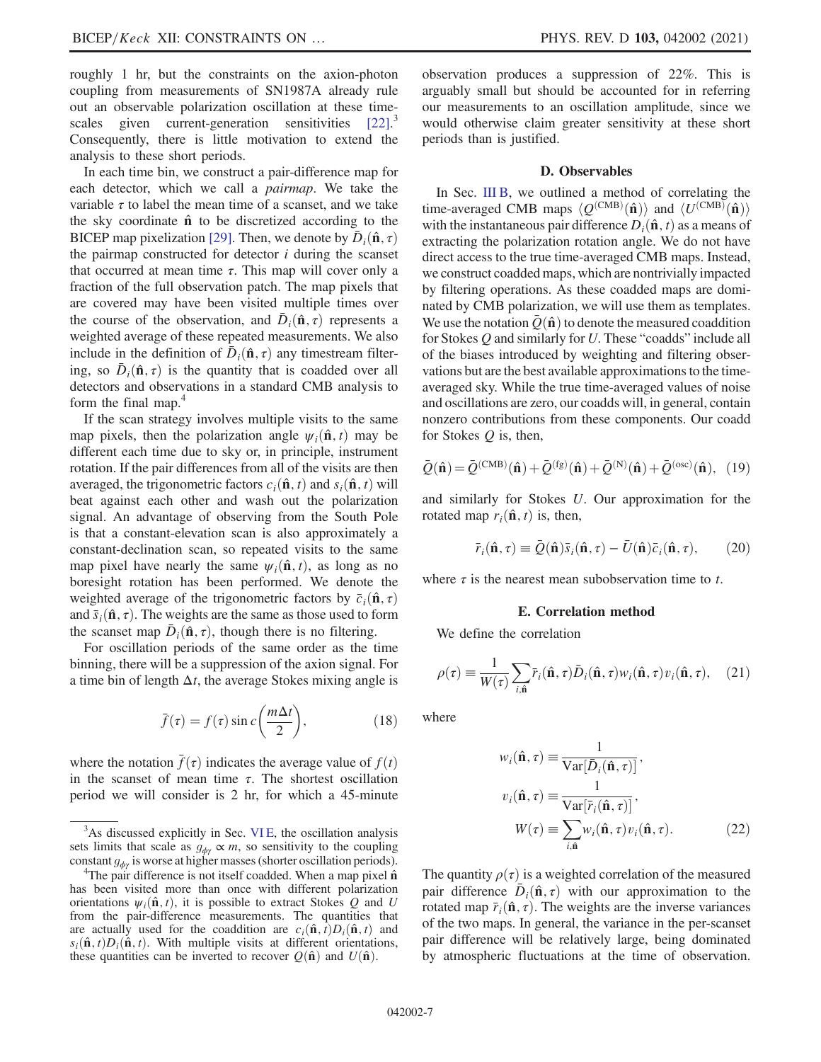roughly 1 hr, but the constraints on the axion-photon coupling from measurements of SN1987A already rule out an observable polarization oscillation at these timescales given current-generation sensitivities [22].[3] Consequently, there is little motivation to extend the analysis to these short periods.

In each time bin, we construct a pair-difference map for each detector, which we call a *pairmap*. We take the variable $\tau$ to label the mean time of a scanset, and we take the sky coordinate $\hat{\mathbf{n}}$ to be discretized according to the BICEP map pixelization [29]. Then, we denote by $\bar{D}_i(\hat{\mathbf{n}}, \tau)$ the pairmap constructed for detector $i$ during the scanset that occurred at mean time $\tau$. This map will cover only a fraction of the full observation patch. The map pixels that are covered may have been visited multiple times over the course of the observation, and $\bar{D}_i(\hat{\mathbf{n}}, \tau)$ represents a weighted average of these repeated measurements. We also include in the definition of $\bar{D}_i(\hat{\mathbf{n}}, \tau)$ any timestream filtering, so $\bar{D}_i(\hat{\mathbf{n}}, \tau)$ is the quantity that is coadded over all detectors and observations in a standard CMB analysis to form the final map.[4]

If the scan strategy involves multiple visits to the same map pixels, then the polarization angle $\psi_i(\hat{\mathbf{n}}, t)$ may be different each time due to sky or, in principle, instrument rotation. If the pair differences from all of the visits are then averaged, the trigonometric factors $c_i(\hat{\mathbf{n}}, t)$ and $s_i(\hat{\mathbf{n}}, t)$ will beat against each other and wash out the polarization signal. An advantage of observing from the South Pole is that a constant-elevation scan is also approximately a constant-declination scan, so repeated visits to the same map pixel have nearly the same $\psi_i(\hat{\mathbf{n}}, t)$, as long as no boresight rotation has been performed. We denote the weighted average of the trigonometric factors by $\bar{c}_i(\hat{\mathbf{n}}, \tau)$ and $\bar{s}_i(\hat{\mathbf{n}}, \tau)$. The weights are the same as those used to form the scanset map $\bar{D}_i(\hat{\mathbf{n}}, \tau)$, though there is no filtering.

For oscillation periods of the same order as the time binning, there will be a suppression of the axion signal. For a time bin of length $\Delta t$, the average Stokes mixing angle is

$$\bar{f}(\tau) = f(\tau) \sin c\left(\frac{m\Delta t}{2}\right), \tag{18}$$

where the notation $\bar{f}(\tau)$ indicates the average value of $f(t)$ in the scanset of mean time $\tau$. The shortest oscillation period we will consider is 2 hr, for which a 45-minute observation produces a suppression of 22%. This is arguably small but should be accounted for in referring our measurements to an oscillation amplitude, since we would otherwise claim greater sensitivity at these short periods than is justified.

### D. Observables

In Sec. III B, we outlined a method of correlating the time-averaged CMB maps $\langle Q^{(\mathrm{CMB})}(\hat{\mathbf{n}})\rangle$ and $\langle U^{(\mathrm{CMB})}(\hat{\mathbf{n}})\rangle$ with the instantaneous pair difference $D_i(\hat{\mathbf{n}}, t)$ as a means of extracting the polarization rotation angle. We do not have direct access to the true time-averaged CMB maps. Instead, we construct coadded maps, which are nontrivially impacted by filtering operations. As these coadded maps are dominated by CMB polarization, we will use them as templates. We use the notation $\bar{Q}(\hat{\mathbf{n}})$ to denote the measured coaddition for Stokes $Q$ and similarly for $U$. These "coadds" include all of the biases introduced by weighting and filtering observations but are the best available approximations to the time-averaged sky. While the true time-averaged values of noise and oscillations are zero, our coadds will, in general, contain nonzero contributions from these components. Our coadd for Stokes $Q$ is, then,

$$\bar{Q}(\hat{\mathbf{n}}) = \bar{Q}^{(\mathrm{CMB})}(\hat{\mathbf{n}}) + \bar{Q}^{(\mathrm{fg})}(\hat{\mathbf{n}}) + \bar{Q}^{(\mathrm{N})}(\hat{\mathbf{n}}) + \bar{Q}^{(\mathrm{osc})}(\hat{\mathbf{n}}), \tag{19}$$

and similarly for Stokes $U$. Our approximation for the rotated map $r_i(\hat{\mathbf{n}}, t)$ is, then,

$$\bar{r}_i(\hat{\mathbf{n}}, \tau) \equiv \bar{Q}(\hat{\mathbf{n}})\bar{s}_i(\hat{\mathbf{n}}, \tau) - \bar{U}(\hat{\mathbf{n}})\bar{c}_i(\hat{\mathbf{n}}, \tau), \tag{20}$$

where $\tau$ is the nearest mean subobservation time to $t$.

### E. Correlation method

We define the correlation

$$\rho(\tau) \equiv \frac{1}{W(\tau)} \sum_{i,\hat{\mathbf{n}}} \bar{r}_i(\hat{\mathbf{n}}, \tau) \bar{D}_i(\hat{\mathbf{n}}, \tau) w_i(\hat{\mathbf{n}}, \tau) v_i(\hat{\mathbf{n}}, \tau), \tag{21}$$

where

$$\begin{aligned} w_i(\hat{\mathbf{n}}, \tau) &\equiv \frac{1}{\mathrm{Var}[\bar{D}_i(\hat{\mathbf{n}}, \tau)]}, \\ v_i(\hat{\mathbf{n}}, \tau) &\equiv \frac{1}{\mathrm{Var}[\bar{r}_i(\hat{\mathbf{n}}, \tau)]}, \\ W(\tau) &\equiv \sum_{i,\hat{\mathbf{n}}} w_i(\hat{\mathbf{n}}, \tau) v_i(\hat{\mathbf{n}}, \tau). \end{aligned} \tag{22}$$

The quantity $\rho(\tau)$ is a weighted correlation of the measured pair difference $\bar{D}_i(\hat{\mathbf{n}}, \tau)$ with our approximation to the rotated map $\bar{r}_i(\hat{\mathbf{n}}, \tau)$. The weights are the inverse variances of the two maps. In general, the variance in the per-scanset pair difference will be relatively large, being dominated by atmospheric fluctuations at the time of observation.

---

[3] As discussed explicitly in Sec. VI E, the oscillation analysis sets limits that scale as $g_{\phi\gamma} \propto m$, so sensitivity to the coupling constant $g_{\phi\gamma}$ is worse at higher masses (shorter oscillation periods).

[4] The pair difference is not itself coadded. When a map pixel $\hat{\mathbf{n}}$ has been visited more than once with different polarization orientations $\psi_i(\hat{\mathbf{n}}, t)$, it is possible to extract Stokes $Q$ and $U$ from the pair-difference measurements. The quantities that are actually used for the coaddition are $c_i(\hat{\mathbf{n}}, t)D_i(\hat{\mathbf{n}}, t)$ and $s_i(\hat{\mathbf{n}}, t)D_i(\hat{\mathbf{n}}, t)$. With multiple visits at different orientations, these quantities can be inverted to recover $Q(\hat{\mathbf{n}})$ and $U(\hat{\mathbf{n}})$.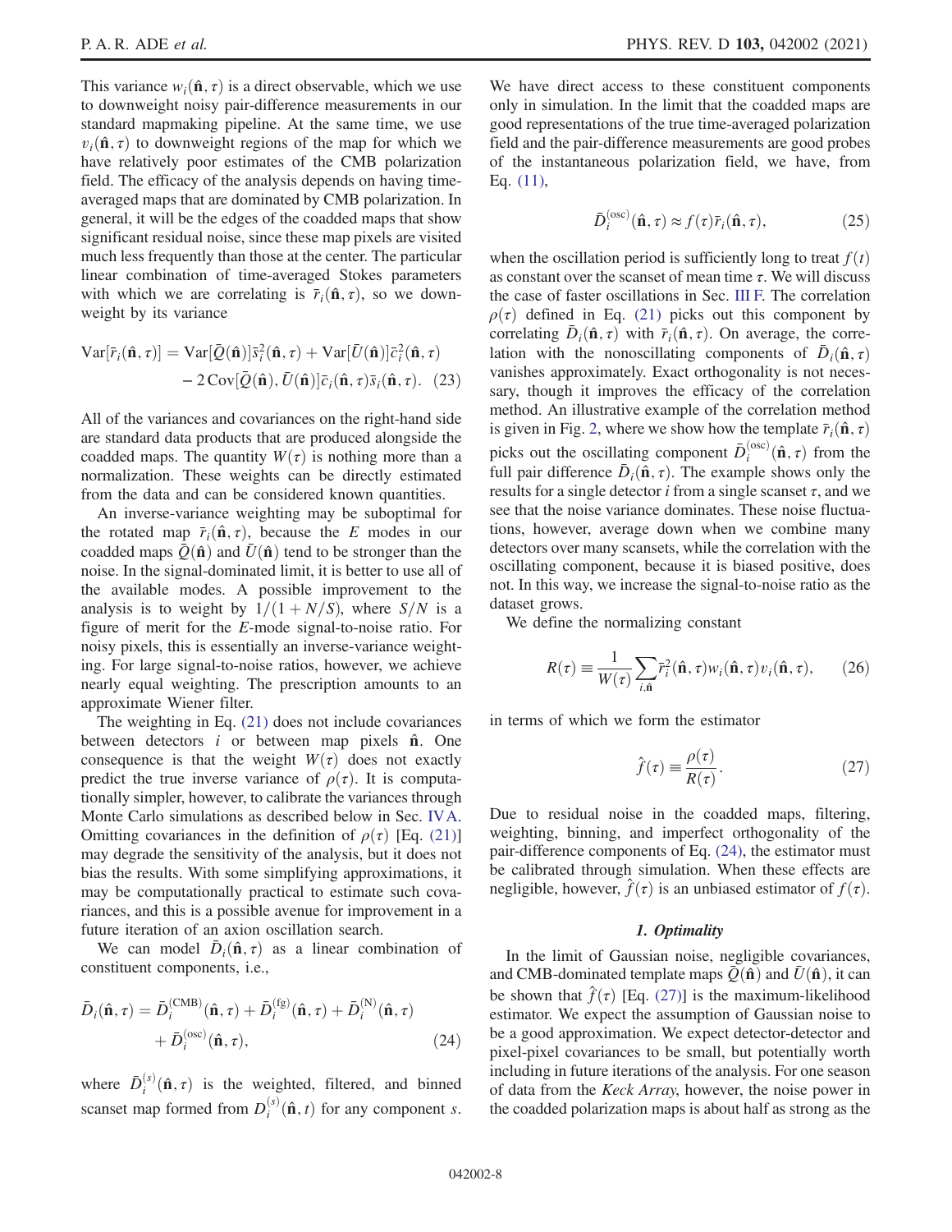This variance $w_i(\hat{\mathbf{n}}, \tau)$ is a direct observable, which we use to downweight noisy pair-difference measurements in our standard mapmaking pipeline. At the same time, we use $v_i(\hat{\mathbf{n}}, \tau)$ to downweight regions of the map for which we have relatively poor estimates of the CMB polarization field. The efficacy of the analysis depends on having time-averaged maps that are dominated by CMB polarization. In general, it will be the edges of the coadded maps that show significant residual noise, since these map pixels are visited much less frequently than those at the center. The particular linear combination of time-averaged Stokes parameters with which we are correlating is $\bar{r}_i(\hat{\mathbf{n}}, \tau)$, so we downweight by its variance

$$
\begin{aligned}
\mathrm{Var}[\bar{r}_i(\hat{\mathbf{n}}, \tau)] = {} & \mathrm{Var}[\bar{Q}(\hat{\mathbf{n}})]\bar{s}_i^2(\hat{\mathbf{n}}, \tau) + \mathrm{Var}[\bar{U}(\hat{\mathbf{n}})]\bar{c}_i^2(\hat{\mathbf{n}}, \tau) \\
& - 2\,\mathrm{Cov}[\bar{Q}(\hat{\mathbf{n}}), \bar{U}(\hat{\mathbf{n}})]\bar{c}_i(\hat{\mathbf{n}}, \tau)\bar{s}_i(\hat{\mathbf{n}}, \tau). \quad (23)
\end{aligned}
$$

All of the variances and covariances on the right-hand side are standard data products that are produced alongside the coadded maps. The quantity $W(\tau)$ is nothing more than a normalization. These weights can be directly estimated from the data and can be considered known quantities.

An inverse-variance weighting may be suboptimal for the rotated map $\bar{r}_i(\hat{\mathbf{n}}, \tau)$, because the $E$ modes in our coadded maps $\bar{Q}(\hat{\mathbf{n}})$ and $\bar{U}(\hat{\mathbf{n}})$ tend to be stronger than the noise. In the signal-dominated limit, it is better to use all of the available modes. A possible improvement to the analysis is to weight by $1/(1 + N/S)$, where $S/N$ is a figure of merit for the $E$-mode signal-to-noise ratio. For noisy pixels, this is essentially an inverse-variance weighting. For large signal-to-noise ratios, however, we achieve nearly equal weighting. The prescription amounts to an approximate Wiener filter.

The weighting in Eq. (21) does not include covariances between detectors $i$ or between map pixels $\hat{\mathbf{n}}$. One consequence is that the weight $W(\tau)$ does not exactly predict the true inverse variance of $\rho(\tau)$. It is computationally simpler, however, to calibrate the variances through Monte Carlo simulations as described below in Sec. IV A. Omitting covariances in the definition of $\rho(\tau)$ [Eq. (21)] may degrade the sensitivity of the analysis, but it does not bias the results. With some simplifying approximations, it may be computationally practical to estimate such covariances, and this is a possible avenue for improvement in a future iteration of an axion oscillation search.

We can model $\bar{D}_i(\hat{\mathbf{n}}, \tau)$ as a linear combination of constituent components, i.e.,

$$
\begin{aligned}
\bar{D}_i(\hat{\mathbf{n}}, \tau) = {} & \bar{D}_i^{(\mathrm{CMB})}(\hat{\mathbf{n}}, \tau) + \bar{D}_i^{(\mathrm{fg})}(\hat{\mathbf{n}}, \tau) + \bar{D}_i^{(\mathrm{N})}(\hat{\mathbf{n}}, \tau) \\
& + \bar{D}_i^{(\mathrm{osc})}(\hat{\mathbf{n}}, \tau), \quad (24)
\end{aligned}
$$

where $\bar{D}_i^{(s)}(\hat{\mathbf{n}}, \tau)$ is the weighted, filtered, and binned scanset map formed from $D_i^{(s)}(\hat{\mathbf{n}}, t)$ for any component $s$. We have direct access to these constituent components only in simulation. In the limit that the coadded maps are good representations of the true time-averaged polarization field and the pair-difference measurements are good probes of the instantaneous polarization field, we have, from Eq. (11),

$$
\bar{D}_i^{(\mathrm{osc})}(\hat{\mathbf{n}}, \tau) \approx f(\tau)\bar{r}_i(\hat{\mathbf{n}}, \tau), \quad (25)
$$

when the oscillation period is sufficiently long to treat $f(t)$ as constant over the scanset of mean time $\tau$. We will discuss the case of faster oscillations in Sec. III F. The correlation $\rho(\tau)$ defined in Eq. (21) picks out this component by correlating $\bar{D}_i(\hat{\mathbf{n}}, \tau)$ with $\bar{r}_i(\hat{\mathbf{n}}, \tau)$. On average, the correlation with the nonoscillating components of $\bar{D}_i(\hat{\mathbf{n}}, \tau)$ vanishes approximately. Exact orthogonality is not necessary, though it improves the efficacy of the correlation method. An illustrative example of the correlation method is given in Fig. 2, where we show how the template $\bar{r}_i(\hat{\mathbf{n}}, \tau)$ picks out the oscillating component $\bar{D}_i^{(\mathrm{osc})}(\hat{\mathbf{n}}, \tau)$ from the full pair difference $\bar{D}_i(\hat{\mathbf{n}}, \tau)$. The example shows only the results for a single detector $i$ from a single scanset $\tau$, and we see that the noise variance dominates. These noise fluctuations, however, average down when we combine many detectors over many scansets, while the correlation with the oscillating component, because it is biased positive, does not. In this way, we increase the signal-to-noise ratio as the dataset grows.

We define the normalizing constant

$$
R(\tau) \equiv \frac{1}{W(\tau)} \sum_{i,\hat{\mathbf{n}}} \bar{r}_i^2(\hat{\mathbf{n}}, \tau) w_i(\hat{\mathbf{n}}, \tau) v_i(\hat{\mathbf{n}}, \tau), \quad (26)
$$

in terms of which we form the estimator

$$
\hat{f}(\tau) \equiv \frac{\rho(\tau)}{R(\tau)}. \quad (27)
$$

Due to residual noise in the coadded maps, filtering, weighting, binning, and imperfect orthogonality of the pair-difference components of Eq. (24), the estimator must be calibrated through simulation. When these effects are negligible, however, $\hat{f}(\tau)$ is an unbiased estimator of $f(\tau)$.

#### *1. Optimality*

In the limit of Gaussian noise, negligible covariances, and CMB-dominated template maps $\bar{Q}(\hat{\mathbf{n}})$ and $\bar{U}(\hat{\mathbf{n}})$, it can be shown that $\hat{f}(\tau)$ [Eq. (27)] is the maximum-likelihood estimator. We expect the assumption of Gaussian noise to be a good approximation. We expect detector-detector and pixel-pixel covariances to be small, but potentially worth including in future iterations of the analysis. For one season of data from the *Keck Array*, however, the noise power in the coadded polarization maps is about half as strong as the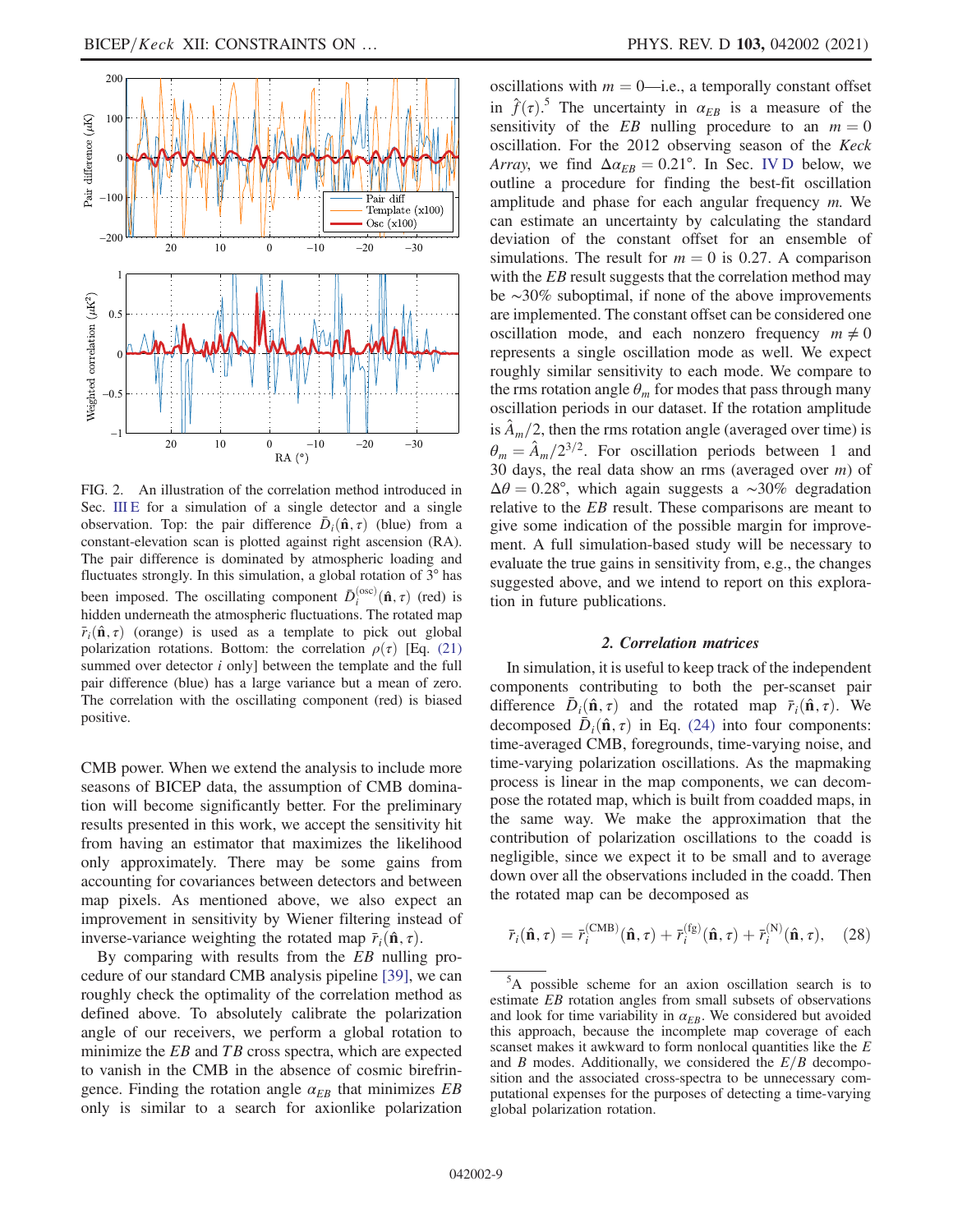FIG. 2. An illustration of the correlation method introduced in Sec. III E for a simulation of a single detector and a single observation. Top: the pair difference $\bar{D}_i(\hat{\mathbf{n}}, \tau)$ (blue) from a constant-elevation scan is plotted against right ascension (RA). The pair difference is dominated by atmospheric loading and fluctuates strongly. In this simulation, a global rotation of 3° has been imposed. The oscillating component $\bar{D}_i^{(\mathrm{osc})}(\hat{\mathbf{n}}, \tau)$ (red) is hidden underneath the atmospheric fluctuations. The rotated map $\bar{r}_i(\hat{\mathbf{n}}, \tau)$ (orange) is used as a template to pick out global polarization rotations. Bottom: the correlation $\rho(\tau)$ [Eq. (21) summed over detector $i$ only] between the template and the full pair difference (blue) has a large variance but a mean of zero. The correlation with the oscillating component (red) is biased positive.

CMB power. When we extend the analysis to include more seasons of BICEP data, the assumption of CMB domination will become significantly better. For the preliminary results presented in this work, we accept the sensitivity hit from having an estimator that maximizes the likelihood only approximately. There may be some gains from accounting for covariances between detectors and between map pixels. As mentioned above, we also expect an improvement in sensitivity by Wiener filtering instead of inverse-variance weighting the rotated map $\bar{r}_i(\hat{\mathbf{n}}, \tau)$.

By comparing with results from the *EB* nulling procedure of our standard CMB analysis pipeline [39], we can roughly check the optimality of the correlation method as defined above. To absolutely calibrate the polarization angle of our receivers, we perform a global rotation to minimize the *EB* and *TB* cross spectra, which are expected to vanish in the CMB in the absence of cosmic birefringence. Finding the rotation angle $\alpha_{EB}$ that minimizes *EB* only is similar to a search for axionlike polarization oscillations with $m = 0$—i.e., a temporally constant offset in $\hat{f}(\tau)$.[5] The uncertainty in $\alpha_{EB}$ is a measure of the sensitivity of the *EB* nulling procedure to an $m = 0$ oscillation. For the 2012 observing season of the *Keck Array*, we find $\Delta\alpha_{EB} = 0.21°$. In Sec. IV D below, we outline a procedure for finding the best-fit oscillation amplitude and phase for each angular frequency *m*. We can estimate an uncertainty by calculating the standard deviation of the constant offset for an ensemble of simulations. The result for $m = 0$ is 0.27. A comparison with the *EB* result suggests that the correlation method may be ~30% suboptimal, if none of the above improvements are implemented. The constant offset can be considered one oscillation mode, and each nonzero frequency $m \neq 0$ represents a single oscillation mode as well. We expect roughly similar sensitivity to each mode. We compare to the rms rotation angle $\theta_m$ for modes that pass through many oscillation periods in our dataset. If the rotation amplitude is $\hat{A}_m/2$, then the rms rotation angle (averaged over time) is $\theta_m = \hat{A}_m/2^{3/2}$. For oscillation periods between 1 and 30 days, the real data show an rms (averaged over *m*) of $\Delta\theta = 0.28°$, which again suggests a ~30% degradation relative to the *EB* result. These comparisons are meant to give some indication of the possible margin for improvement. A full simulation-based study will be necessary to evaluate the true gains in sensitivity from, e.g., the changes suggested above, and we intend to report on this exploration in future publications.

### 2. Correlation matrices

In simulation, it is useful to keep track of the independent components contributing to both the per-scanset pair difference $\bar{D}_i(\hat{\mathbf{n}}, \tau)$ and the rotated map $\bar{r}_i(\hat{\mathbf{n}}, \tau)$. We decomposed $\bar{D}_i(\hat{\mathbf{n}}, \tau)$ in Eq. (24) into four components: time-averaged CMB, foregrounds, time-varying noise, and time-varying polarization oscillations. As the mapmaking process is linear in the map components, we can decompose the rotated map, which is built from coadded maps, in the same way. We make the approximation that the contribution of polarization oscillations to the coadd is negligible, since we expect it to be small and to average down over all the observations included in the coadd. Then the rotated map can be decomposed as

$$\bar{r}_i(\hat{\mathbf{n}}, \tau) = \bar{r}_i^{(\mathrm{CMB})}(\hat{\mathbf{n}}, \tau) + \bar{r}_i^{(\mathrm{fg})}(\hat{\mathbf{n}}, \tau) + \bar{r}_i^{(\mathrm{N})}(\hat{\mathbf{n}}, \tau), \quad (28)$$

[5] A possible scheme for an axion oscillation search is to estimate *EB* rotation angles from small subsets of observations and look for time variability in $\alpha_{EB}$. We considered but avoided this approach, because the incomplete map coverage of each scanset makes it awkward to form nonlocal quantities like the *E* and *B* modes. Additionally, we considered the *E*/*B* decomposition and the associated cross-spectra to be unnecessary computational expenses for the purposes of detecting a time-varying global polarization rotation.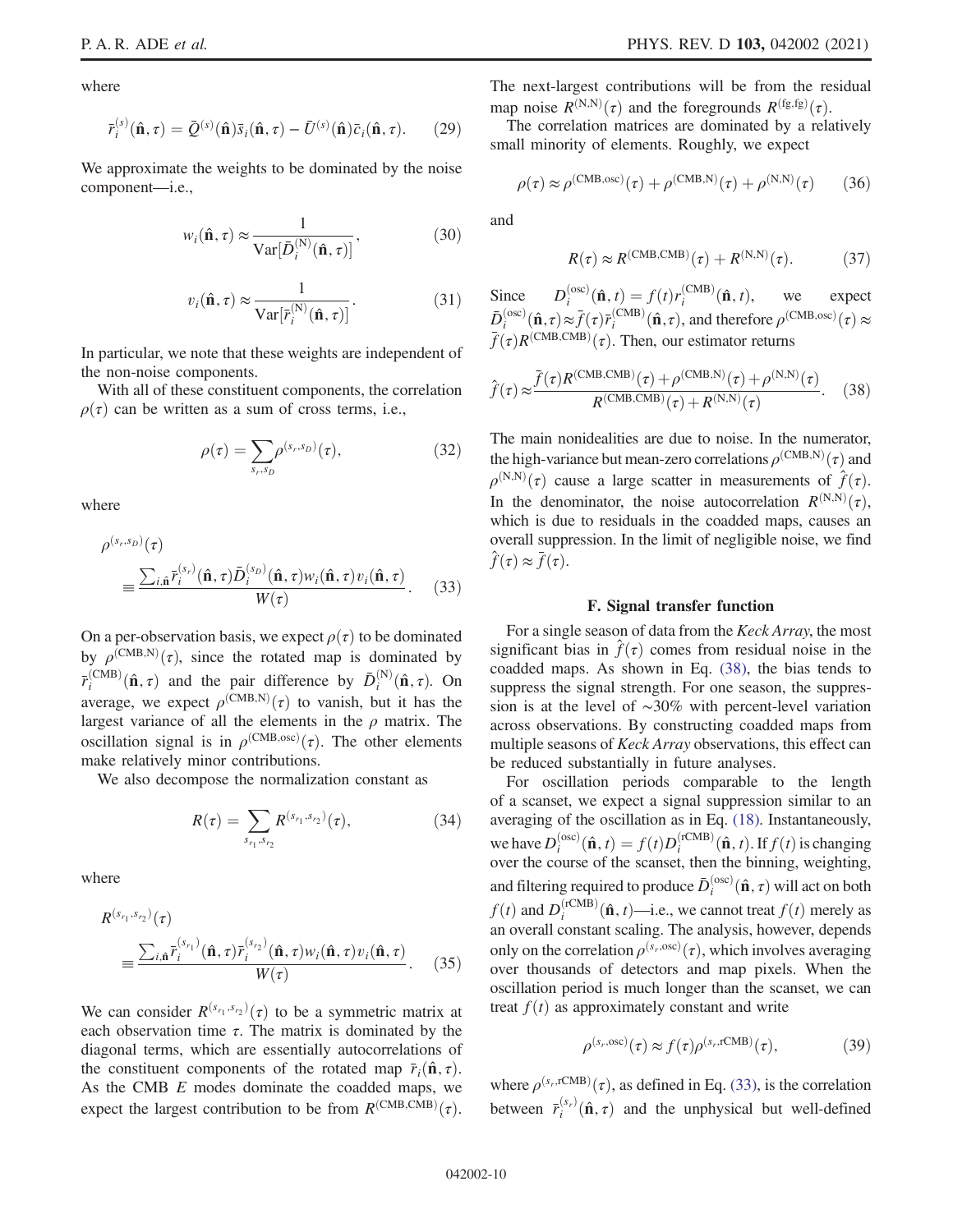where

$$\bar{r}_i^{(s)}(\hat{\mathbf{n}}, \tau) = \bar{Q}^{(s)}(\hat{\mathbf{n}})\bar{s}_i(\hat{\mathbf{n}}, \tau) - \bar{U}^{(s)}(\hat{\mathbf{n}})\bar{c}_i(\hat{\mathbf{n}}, \tau). \quad (29)$$

We approximate the weights to be dominated by the noise component—i.e.,

$$w_i(\hat{\mathbf{n}}, \tau) \approx \frac{1}{\mathrm{Var}[\bar{D}_i^{(\mathrm{N})}(\hat{\mathbf{n}}, \tau)]}, \quad (30)$$

$$v_i(\hat{\mathbf{n}}, \tau) \approx \frac{1}{\mathrm{Var}[\bar{r}_i^{(\mathrm{N})}(\hat{\mathbf{n}}, \tau)]}. \quad (31)$$

In particular, we note that these weights are independent of the non-noise components.

With all of these constituent components, the correlation $\rho(\tau)$ can be written as a sum of cross terms, i.e.,

$$\rho(\tau) = \sum_{s_r, s_D} \rho^{(s_r, s_D)}(\tau), \quad (32)$$

where

$$\rho^{(s_r, s_D)}(\tau) \equiv \frac{\sum_{i, \hat{\mathbf{n}}} \bar{r}_i^{(s_r)}(\hat{\mathbf{n}}, \tau)\bar{D}_i^{(s_D)}(\hat{\mathbf{n}}, \tau) w_i(\hat{\mathbf{n}}, \tau) v_i(\hat{\mathbf{n}}, \tau)}{W(\tau)}. \quad (33)$$

On a per-observation basis, we expect $\rho(\tau)$ to be dominated by $\rho^{(\mathrm{CMB,N})}(\tau)$, since the rotated map is dominated by $\bar{r}_i^{(\mathrm{CMB})}(\hat{\mathbf{n}}, \tau)$ and the pair difference by $\bar{D}_i^{(\mathrm{N})}(\hat{\mathbf{n}}, \tau)$. On average, we expect $\rho^{(\mathrm{CMB,N})}(\tau)$ to vanish, but it has the largest variance of all the elements in the $\rho$ matrix. The oscillation signal is in $\rho^{(\mathrm{CMB,osc})}(\tau)$. The other elements make relatively minor contributions.

We also decompose the normalization constant as

$$R(\tau) = \sum_{s_{r_1}, s_{r_2}} R^{(s_{r_1}, s_{r_2})}(\tau), \quad (34)$$

where

$$R^{(s_{r_1}, s_{r_2})}(\tau) \equiv \frac{\sum_{i, \hat{\mathbf{n}}} \bar{r}_i^{(s_{r_1})}(\hat{\mathbf{n}}, \tau)\bar{r}_i^{(s_{r_2})}(\hat{\mathbf{n}}, \tau) w_i(\hat{\mathbf{n}}, \tau) v_i(\hat{\mathbf{n}}, \tau)}{W(\tau)}. \quad (35)$$

We can consider $R^{(s_{r_1}, s_{r_2})}(\tau)$ to be a symmetric matrix at each observation time $\tau$. The matrix is dominated by the diagonal terms, which are essentially autocorrelations of the constituent components of the rotated map $\bar{r}_i(\hat{\mathbf{n}}, \tau)$. As the CMB $E$ modes dominate the coadded maps, we expect the largest contribution to be from $R^{(\mathrm{CMB,CMB})}(\tau)$. The next-largest contributions will be from the residual map noise $R^{(\mathrm{N,N})}(\tau)$ and the foregrounds $R^{(\mathrm{fg,fg})}(\tau)$.

The correlation matrices are dominated by a relatively small minority of elements. Roughly, we expect

$$\rho(\tau) \approx \rho^{(\mathrm{CMB,osc})}(\tau) + \rho^{(\mathrm{CMB,N})}(\tau) + \rho^{(\mathrm{N,N})}(\tau) \quad (36)$$

and

$$R(\tau) \approx R^{(\mathrm{CMB,CMB})}(\tau) + R^{(\mathrm{N,N})}(\tau). \quad (37)$$

Since $D_i^{(\mathrm{osc})}(\hat{\mathbf{n}}, t) = f(t) r_i^{(\mathrm{CMB})}(\hat{\mathbf{n}}, t)$, we expect $\bar{D}_i^{(\mathrm{osc})}(\hat{\mathbf{n}}, \tau) \approx \bar{f}(\tau)\bar{r}_i^{(\mathrm{CMB})}(\hat{\mathbf{n}}, \tau)$, and therefore $\rho^{(\mathrm{CMB,osc})}(\tau) \approx \bar{f}(\tau) R^{(\mathrm{CMB,CMB})}(\tau)$. Then, our estimator returns

$$\hat{f}(\tau) \approx \frac{\bar{f}(\tau) R^{(\mathrm{CMB,CMB})}(\tau) + \rho^{(\mathrm{CMB,N})}(\tau) + \rho^{(\mathrm{N,N})}(\tau)}{R^{(\mathrm{CMB,CMB})}(\tau) + R^{(\mathrm{N,N})}(\tau)}. \quad (38)$$

The main nonidealities are due to noise. In the numerator, the high-variance but mean-zero correlations $\rho^{(\mathrm{CMB,N})}(\tau)$ and $\rho^{(\mathrm{N,N})}(\tau)$ cause a large scatter in measurements of $\hat{f}(\tau)$. In the denominator, the noise autocorrelation $R^{(\mathrm{N,N})}(\tau)$, which is due to residuals in the coadded maps, causes an overall suppression. In the limit of negligible noise, we find $\hat{f}(\tau) \approx \bar{f}(\tau)$.

### F. Signal transfer function

For a single season of data from the *Keck Array*, the most significant bias in $\hat{f}(\tau)$ comes from residual noise in the coadded maps. As shown in Eq. (38), the bias tends to suppress the signal strength. For one season, the suppression is at the level of ~30% with percent-level variation across observations. By constructing coadded maps from multiple seasons of *Keck Array* observations, this effect can be reduced substantially in future analyses.

For oscillation periods comparable to the length of a scanset, we expect a signal suppression similar to an averaging of the oscillation as in Eq. (18). Instantaneously, we have $D_i^{(\mathrm{osc})}(\hat{\mathbf{n}}, t) = f(t) D_i^{(\mathrm{rCMB})}(\hat{\mathbf{n}}, t)$. If $f(t)$ is changing over the course of the scanset, then the binning, weighting, and filtering required to produce $\bar{D}_i^{(\mathrm{osc})}(\hat{\mathbf{n}}, \tau)$ will act on both $f(t)$ and $D_i^{(\mathrm{rCMB})}(\hat{\mathbf{n}}, t)$—i.e., we cannot treat $f(t)$ merely as an overall constant scaling. The analysis, however, depends only on the correlation $\rho^{(s_r,\mathrm{osc})}(\tau)$, which involves averaging over thousands of detectors and map pixels. When the oscillation period is much longer than the scanset, we can treat $f(t)$ as approximately constant and write

$$\rho^{(s_r,\mathrm{osc})}(\tau) \approx f(\tau) \rho^{(s_r,\mathrm{rCMB})}(\tau), \quad (39)$$

where $\rho^{(s_r,\mathrm{rCMB})}(\tau)$, as defined in Eq. (33), is the correlation between $\bar{r}_i^{(s_r)}(\hat{\mathbf{n}}, \tau)$ and the unphysical but well-defined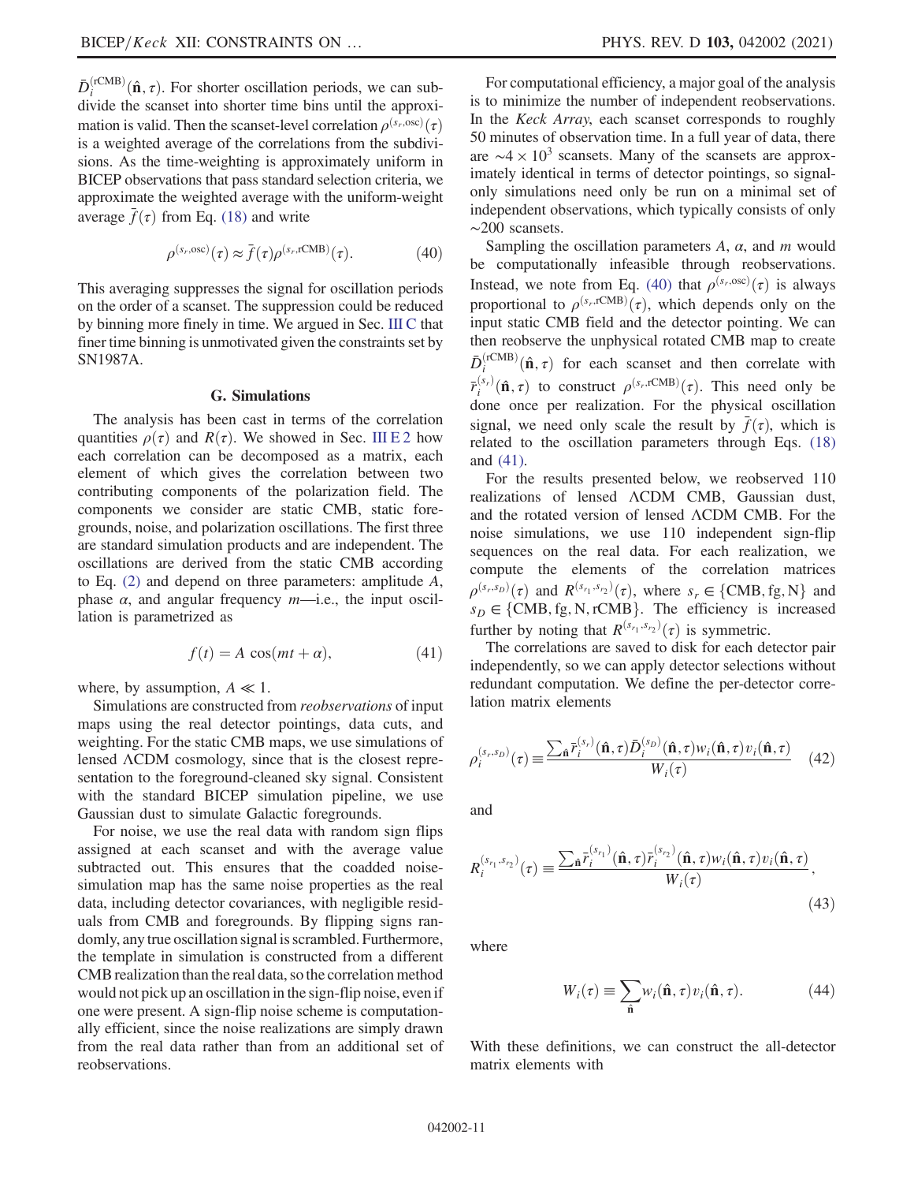$\bar{D}_i^{(\mathrm{rCMB})}(\hat{\mathbf{n}},\tau)$. For shorter oscillation periods, we can subdivide the scanset into shorter time bins until the approximation is valid. Then the scanset-level correlation $\rho^{(s_r,\mathrm{osc})}(\tau)$ is a weighted average of the correlations from the subdivisions. As the time-weighting is approximately uniform in BICEP observations that pass standard selection criteria, we approximate the weighted average with the uniform-weight average $\bar{f}(\tau)$ from Eq. (18) and write

$$\rho^{(s_r,\mathrm{osc})}(\tau) \approx \bar{f}(\tau)\rho^{(s_r,\mathrm{rCMB})}(\tau). \tag{40}$$

This averaging suppresses the signal for oscillation periods on the order of a scanset. The suppression could be reduced by binning more finely in time. We argued in Sec. III C that finer time binning is unmotivated given the constraints set by SN1987A.

### G. Simulations

The analysis has been cast in terms of the correlation quantities $\rho(\tau)$ and $R(\tau)$. We showed in Sec. III E 2 how each correlation can be decomposed as a matrix, each element of which gives the correlation between two contributing components of the polarization field. The components we consider are static CMB, static foregrounds, noise, and polarization oscillations. The first three are standard simulation products and are independent. The oscillations are derived from the static CMB according to Eq. (2) and depend on three parameters: amplitude $A$, phase $\alpha$, and angular frequency $m$—i.e., the input oscillation is parametrized as

$$f(t) = A\cos(mt+\alpha), \tag{41}$$

where, by assumption, $A \ll 1$.

Simulations are constructed from *reobservations* of input maps using the real detector pointings, data cuts, and weighting. For the static CMB maps, we use simulations of lensed ΛCDM cosmology, since that is the closest representation to the foreground-cleaned sky signal. Consistent with the standard BICEP simulation pipeline, we use Gaussian dust to simulate Galactic foregrounds.

For noise, we use the real data with random sign flips assigned at each scanset and with the average value subtracted out. This ensures that the coadded noise-simulation map has the same noise properties as the real data, including detector covariances, with negligible residuals from CMB and foregrounds. By flipping signs randomly, any true oscillation signal is scrambled. Furthermore, the template in simulation is constructed from a different CMB realization than the real data, so the correlation method would not pick up an oscillation in the sign-flip noise, even if one were present. A sign-flip noise scheme is computationally efficient, since the noise realizations are simply drawn from the real data rather than from an additional set of reobservations.

For computational efficiency, a major goal of the analysis is to minimize the number of independent reobservations. In the *Keck Array*, each scanset corresponds to roughly 50 minutes of observation time. In a full year of data, there are $\sim 4\times 10^3$ scansets. Many of the scansets are approximately identical in terms of detector pointings, so signal-only simulations need only be run on a minimal set of independent observations, which typically consists of only $\sim 200$ scansets.

Sampling the oscillation parameters $A$, $\alpha$, and $m$ would be computationally infeasible through reobservations. Instead, we note from Eq. (40) that $\rho^{(s_r,\mathrm{osc})}(\tau)$ is always proportional to $\rho^{(s_r,\mathrm{rCMB})}(\tau)$, which depends only on the input static CMB field and the detector pointing. We can then reobserve the unphysical rotated CMB map to create $\bar{D}_i^{(\mathrm{rCMB})}(\hat{\mathbf{n}},\tau)$ for each scanset and then correlate with $\bar{r}_i^{(s_r)}(\hat{\mathbf{n}},\tau)$ to construct $\rho^{(s_r,\mathrm{rCMB})}(\tau)$. This need only be done once per realization. For the physical oscillation signal, we need only scale the result by $\bar{f}(\tau)$, which is related to the oscillation parameters through Eqs. (18) and (41).

For the results presented below, we reobserved 110 realizations of lensed ΛCDM CMB, Gaussian dust, and the rotated version of lensed ΛCDM CMB. For the noise simulations, we use 110 independent sign-flip sequences on the real data. For each realization, we compute the elements of the correlation matrices $\rho^{(s_r,s_D)}(\tau)$ and $R^{(s_{r_1},s_{r_2})}(\tau)$, where $s_r \in \{\mathrm{CMB},\mathrm{fg},\mathrm{N}\}$ and $s_D \in \{\mathrm{CMB},\mathrm{fg},\mathrm{N},\mathrm{rCMB}\}$. The efficiency is increased further by noting that $R^{(s_{r_1},s_{r_2})}(\tau)$ is symmetric.

The correlations are saved to disk for each detector pair independently, so we can apply detector selections without redundant computation. We define the per-detector correlation matrix elements

$$\rho_i^{(s_r,s_D)}(\tau) \equiv \frac{\sum_{\hat{\mathbf{n}}}\bar{r}_i^{(s_r)}(\hat{\mathbf{n}},\tau)\bar{D}_i^{(s_D)}(\hat{\mathbf{n}},\tau)w_i(\hat{\mathbf{n}},\tau)v_i(\hat{\mathbf{n}},\tau)}{W_i(\tau)} \tag{42}$$

and

$$R_i^{(s_{r_1},s_{r_2})}(\tau) \equiv \frac{\sum_{\hat{\mathbf{n}}}\bar{r}_i^{(s_{r_1})}(\hat{\mathbf{n}},\tau)\bar{r}_i^{(s_{r_2})}(\hat{\mathbf{n}},\tau)w_i(\hat{\mathbf{n}},\tau)v_i(\hat{\mathbf{n}},\tau)}{W_i(\tau)}, \tag{43}$$

where

$$W_i(\tau) \equiv \sum_{\hat{\mathbf{n}}} w_i(\hat{\mathbf{n}},\tau)v_i(\hat{\mathbf{n}},\tau). \tag{44}$$

With these definitions, we can construct the all-detector matrix elements with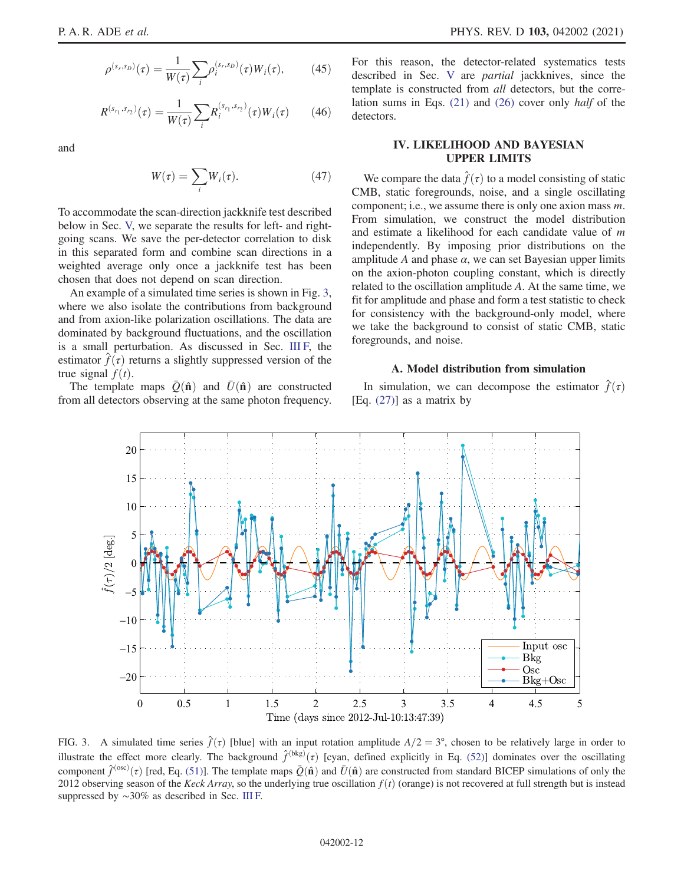$$\rho^{(s_r,s_D)}(\tau) = \frac{1}{W(\tau)}\sum_i \rho_i^{(s_r,s_D)}(\tau)W_i(\tau), \tag{45}$$

$$R^{(s_{r_1},s_{r_2})}(\tau) = \frac{1}{W(\tau)}\sum_i R_i^{(s_{r_1},s_{r_2})}(\tau)W_i(\tau) \tag{46}$$

and

$$W(\tau) = \sum_i W_i(\tau). \tag{47}$$

To accommodate the scan-direction jackknife test described below in Sec. V, we separate the results for left- and right-going scans. We save the per-detector correlation to disk in this separated form and combine scan directions in a weighted average only once a jackknife test has been chosen that does not depend on scan direction.

An example of a simulated time series is shown in Fig. 3, where we also isolate the contributions from background and from axion-like polarization oscillations. The data are dominated by background fluctuations, and the oscillation is a small perturbation. As discussed in Sec. III F, the estimator $\hat{f}(\tau)$ returns a slightly suppressed version of the true signal $f(t)$.

The template maps $\bar{Q}(\hat{\mathbf{n}})$ and $\bar{U}(\hat{\mathbf{n}})$ are constructed from all detectors observing at the same photon frequency. For this reason, the detector-related systematics tests described in Sec. V are *partial* jackknives, since the template is constructed from *all* detectors, but the correlation sums in Eqs. (21) and (26) cover only *half* of the detectors.

## IV. LIKELIHOOD AND BAYESIAN UPPER LIMITS

We compare the data $\hat{f}(\tau)$ to a model consisting of static CMB, static foregrounds, noise, and a single oscillating component; i.e., we assume there is only one axion mass $m$. From simulation, we construct the model distribution and estimate a likelihood for each candidate value of $m$ independently. By imposing prior distributions on the amplitude $A$ and phase $\alpha$, we can set Bayesian upper limits on the axion-photon coupling constant, which is directly related to the oscillation amplitude $A$. At the same time, we fit for amplitude and phase and form a test statistic to check for consistency with the background-only model, where we take the background to consist of static CMB, static foregrounds, and noise.

### A. Model distribution from simulation

In simulation, we can decompose the estimator $\hat{f}(\tau)$ [Eq. (27)] as a matrix by

FIG. 3. A simulated time series $\hat{f}(\tau)$ [blue] with an input rotation amplitude $A/2 = 3°$, chosen to be relatively large in order to illustrate the effect more clearly. The background $\hat{f}^{(\mathrm{bkg})}(\tau)$ [cyan, defined explicitly in Eq. (52)] dominates over the oscillating component $\hat{f}^{(\mathrm{osc})}(\tau)$ [red, Eq. (51)]. The template maps $\bar{Q}(\hat{\mathbf{n}})$ and $\bar{U}(\hat{\mathbf{n}})$ are constructed from standard BICEP simulations of only the 2012 observing season of the *Keck Array*, so the underlying true oscillation $f(t)$ (orange) is not recovered at full strength but is instead suppressed by ~30% as described in Sec. III F.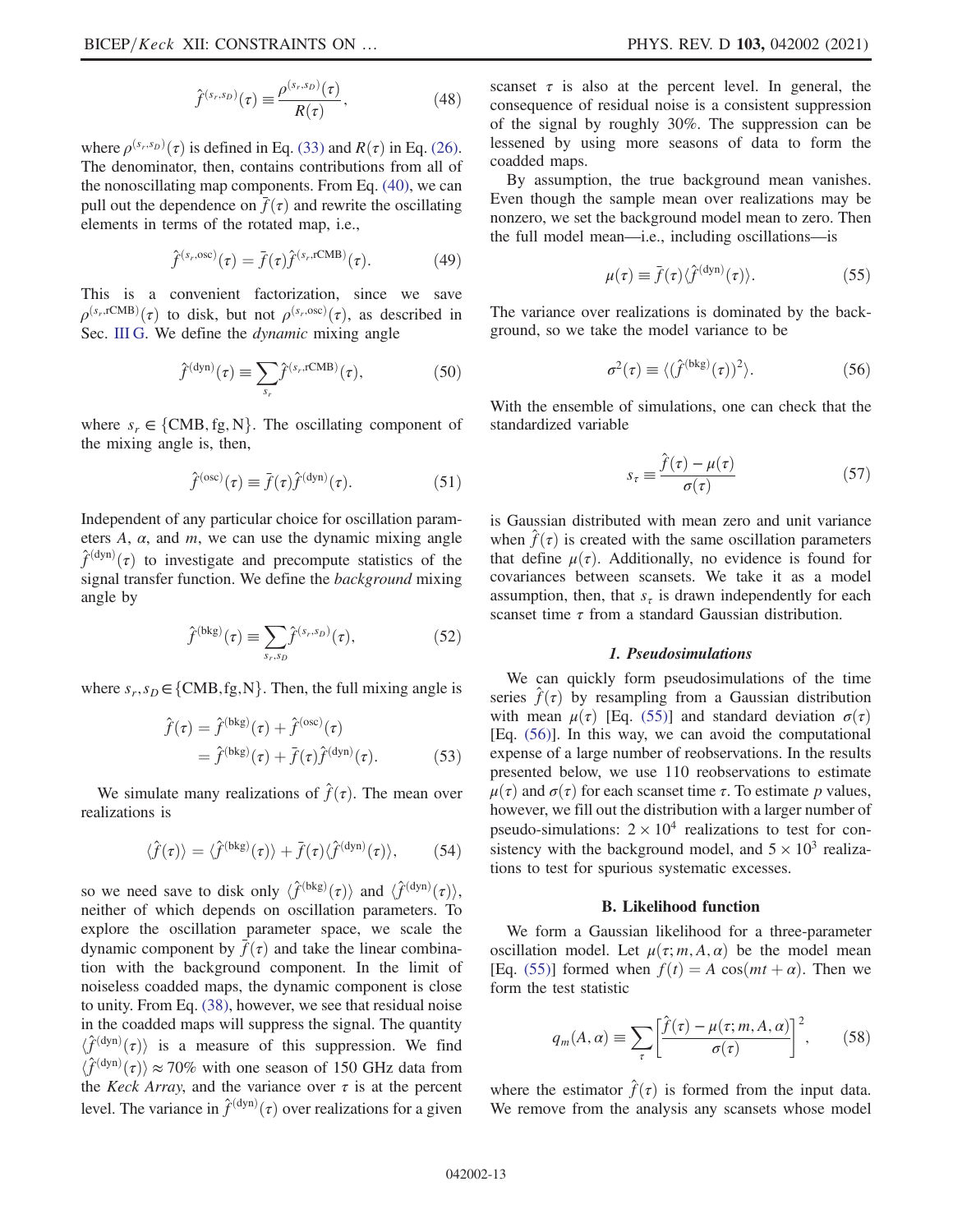$$\hat{f}^{(s_r,s_D)}(\tau) \equiv \frac{\rho^{(s_r,s_D)}(\tau)}{R(\tau)}, \tag{48}$$

where $\rho^{(s_r,s_D)}(\tau)$ is defined in Eq. (33) and $R(\tau)$ in Eq. (26). The denominator, then, contains contributions from all of the nonoscillating map components. From Eq. (40), we can pull out the dependence on $\bar{f}(\tau)$ and rewrite the oscillating elements in terms of the rotated map, i.e.,

$$\hat{f}^{(s_r,\mathrm{osc})}(\tau) = \bar{f}(\tau)\hat{f}^{(s_r,\mathrm{rCMB})}(\tau). \tag{49}$$

This is a convenient factorization, since we save $\rho^{(s_r,\mathrm{rCMB})}(\tau)$ to disk, but not $\rho^{(s_r,\mathrm{osc})}(\tau)$, as described in Sec. III G. We define the *dynamic* mixing angle

$$\hat{f}^{(\mathrm{dyn})}(\tau) \equiv \sum_{s_r}\hat{f}^{(s_r,\mathrm{rCMB})}(\tau), \tag{50}$$

where $s_r \in \{\mathrm{CMB},\mathrm{fg},\mathrm{N}\}$. The oscillating component of the mixing angle is, then,

$$\hat{f}^{(\mathrm{osc})}(\tau) \equiv \bar{f}(\tau)\hat{f}^{(\mathrm{dyn})}(\tau). \tag{51}$$

Independent of any particular choice for oscillation parameters $A$, $\alpha$, and $m$, we can use the dynamic mixing angle $\hat{f}^{(\mathrm{dyn})}(\tau)$ to investigate and precompute statistics of the signal transfer function. We define the *background* mixing angle by

$$\hat{f}^{(\mathrm{bkg})}(\tau) \equiv \sum_{s_r,s_D}\hat{f}^{(s_r,s_D)}(\tau), \tag{52}$$

where $s_r, s_D \in \{\mathrm{CMB},\mathrm{fg},\mathrm{N}\}$. Then, the full mixing angle is

$$\begin{aligned}\hat{f}(\tau) &= \hat{f}^{(\mathrm{bkg})}(\tau) + \hat{f}^{(\mathrm{osc})}(\tau)\\ &= \hat{f}^{(\mathrm{bkg})}(\tau) + \bar{f}(\tau)\hat{f}^{(\mathrm{dyn})}(\tau).\end{aligned} \tag{53}$$

We simulate many realizations of $\hat{f}(\tau)$. The mean over realizations is

$$\langle\hat{f}(\tau)\rangle = \langle\hat{f}^{(\mathrm{bkg})}(\tau)\rangle + \bar{f}(\tau)\langle\hat{f}^{(\mathrm{dyn})}(\tau)\rangle, \tag{54}$$

so we need save to disk only $\langle\hat{f}^{(\mathrm{bkg})}(\tau)\rangle$ and $\langle\hat{f}^{(\mathrm{dyn})}(\tau)\rangle$, neither of which depends on oscillation parameters. To explore the oscillation parameter space, we scale the dynamic component by $\bar{f}(\tau)$ and take the linear combination with the background component. In the limit of noiseless coadded maps, the dynamic component is close to unity. From Eq. (38), however, we see that residual noise in the coadded maps will suppress the signal. The quantity $\langle\hat{f}^{(\mathrm{dyn})}(\tau)\rangle$ is a measure of this suppression. We find $\langle\hat{f}^{(\mathrm{dyn})}(\tau)\rangle \approx 70\%$ with one season of 150 GHz data from the *Keck Array*, and the variance over $\tau$ is at the percent level. The variance in $\hat{f}^{(\mathrm{dyn})}(\tau)$ over realizations for a given scanset $\tau$ is also at the percent level. In general, the consequence of residual noise is a consistent suppression of the signal by roughly 30%. The suppression can be lessened by using more seasons of data to form the coadded maps.

By assumption, the true background mean vanishes. Even though the sample mean over realizations may be nonzero, we set the background model mean to zero. Then the full model mean—i.e., including oscillations—is

$$\mu(\tau) \equiv \bar{f}(\tau)\langle\hat{f}^{(\mathrm{dyn})}(\tau)\rangle. \tag{55}$$

The variance over realizations is dominated by the background, so we take the model variance to be

$$\sigma^2(\tau) \equiv \langle(\hat{f}^{(\mathrm{bkg})}(\tau))^2\rangle. \tag{56}$$

With the ensemble of simulations, one can check that the standardized variable

$$s_\tau \equiv \frac{\hat{f}(\tau) - \mu(\tau)}{\sigma(\tau)} \tag{57}$$

is Gaussian distributed with mean zero and unit variance when $\hat{f}(\tau)$ is created with the same oscillation parameters that define $\mu(\tau)$. Additionally, no evidence is found for covariances between scansets. We take it as a model assumption, then, that $s_\tau$ is drawn independently for each scanset time $\tau$ from a standard Gaussian distribution.

### 1. Pseudosimulations

We can quickly form pseudosimulations of the time series $\hat{f}(\tau)$ by resampling from a Gaussian distribution with mean $\mu(\tau)$ [Eq. (55)] and standard deviation $\sigma(\tau)$ [Eq. (56)]. In this way, we can avoid the computational expense of a large number of reobservations. In the results presented below, we use 110 reobservations to estimate $\mu(\tau)$ and $\sigma(\tau)$ for each scanset time $\tau$. To estimate $p$ values, however, we fill out the distribution with a larger number of pseudo-simulations: $2\times10^4$ realizations to test for consistency with the background model, and $5\times10^3$ realizations to test for spurious systematic excesses.

## B. Likelihood function

We form a Gaussian likelihood for a three-parameter oscillation model. Let $\mu(\tau; m, A, \alpha)$ be the model mean [Eq. (55)] formed when $f(t) = A\cos(mt+\alpha)$. Then we form the test statistic

$$q_m(A,\alpha) \equiv \sum_\tau\left[\frac{\hat{f}(\tau) - \mu(\tau; m, A, \alpha)}{\sigma(\tau)}\right]^2, \tag{58}$$

where the estimator $\hat{f}(\tau)$ is formed from the input data. We remove from the analysis any scansets whose model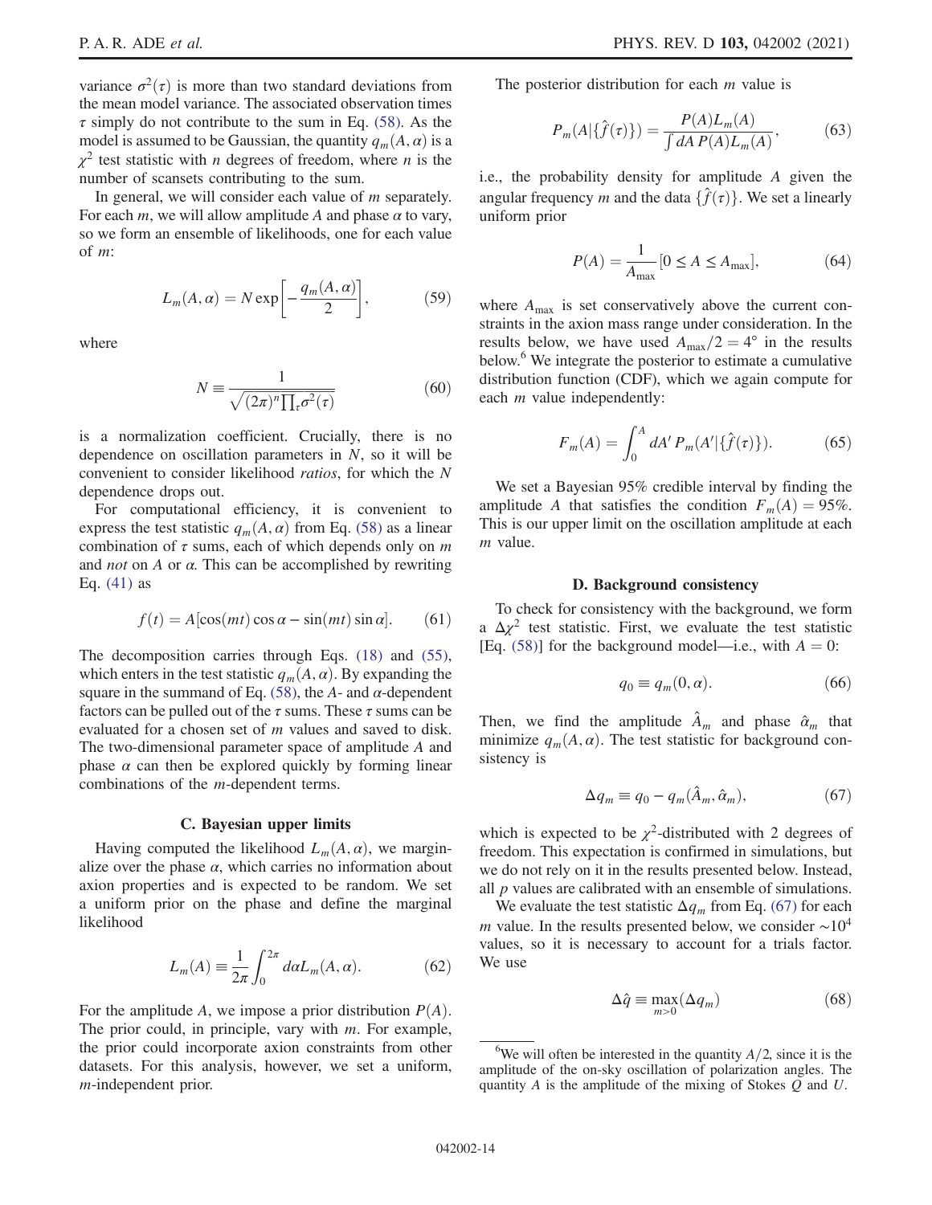variance $\sigma^2(\tau)$ is more than two standard deviations from the mean model variance. The associated observation times $\tau$ simply do not contribute to the sum in Eq. (58). As the model is assumed to be Gaussian, the quantity $q_m(A, \alpha)$ is a $\chi^2$ test statistic with $n$ degrees of freedom, where $n$ is the number of scansets contributing to the sum.

In general, we will consider each value of $m$ separately. For each $m$, we will allow amplitude $A$ and phase $\alpha$ to vary, so we form an ensemble of likelihoods, one for each value of $m$:

$$L_m(A, \alpha) = N \exp\left[-\frac{q_m(A, \alpha)}{2}\right], \tag{59}$$

where

$$N \equiv \frac{1}{\sqrt{(2\pi)^n \prod_\tau \sigma^2(\tau)}} \tag{60}$$

is a normalization coefficient. Crucially, there is no dependence on oscillation parameters in $N$, so it will be convenient to consider likelihood *ratios*, for which the $N$ dependence drops out.

For computational efficiency, it is convenient to express the test statistic $q_m(A, \alpha)$ from Eq. (58) as a linear combination of $\tau$ sums, each of which depends only on $m$ and *not* on $A$ or $\alpha$. This can be accomplished by rewriting Eq. (41) as

$$f(t) = A[\cos(mt)\cos\alpha - \sin(mt)\sin\alpha]. \tag{61}$$

The decomposition carries through Eqs. (18) and (55), which enters in the test statistic $q_m(A, \alpha)$. By expanding the square in the summand of Eq. (58), the $A$- and $\alpha$-dependent factors can be pulled out of the $\tau$ sums. These $\tau$ sums can be evaluated for a chosen set of $m$ values and saved to disk. The two-dimensional parameter space of amplitude $A$ and phase $\alpha$ can then be explored quickly by forming linear combinations of the $m$-dependent terms.

### C. Bayesian upper limits

Having computed the likelihood $L_m(A, \alpha)$, we marginalize over the phase $\alpha$, which carries no information about axion properties and is expected to be random. We set a uniform prior on the phase and define the marginal likelihood

$$L_m(A) \equiv \frac{1}{2\pi}\int_0^{2\pi} d\alpha L_m(A, \alpha). \tag{62}$$

For the amplitude $A$, we impose a prior distribution $P(A)$. The prior could, in principle, vary with $m$. For example, the prior could incorporate axion constraints from other datasets. For this analysis, however, we set a uniform, $m$-independent prior.

The posterior distribution for each $m$ value is

$$P_m(A|\{\hat{f}(\tau)\}) = \frac{P(A)L_m(A)}{\int dA\, P(A)L_m(A)}, \tag{63}$$

i.e., the probability density for amplitude $A$ given the angular frequency $m$ and the data $\{\hat{f}(\tau)\}$. We set a linearly uniform prior

$$P(A) = \frac{1}{A_{\max}}[0 \leq A \leq A_{\max}], \tag{64}$$

where $A_{\max}$ is set conservatively above the current constraints in the axion mass range under consideration. In the results below, we have used $A_{\max}/2 = 4°$ in the results below.[6] We integrate the posterior to estimate a cumulative distribution function (CDF), which we again compute for each $m$ value independently:

$$F_m(A) = \int_0^A dA'\, P_m(A'|\{\hat{f}(\tau)\}). \tag{65}$$

We set a Bayesian 95% credible interval by finding the amplitude $A$ that satisfies the condition $F_m(A) = 95\%$. This is our upper limit on the oscillation amplitude at each $m$ value.

### D. Background consistency

To check for consistency with the background, we form a $\Delta\chi^2$ test statistic. First, we evaluate the test statistic [Eq. (58)] for the background model—i.e., with $A = 0$:

$$q_0 \equiv q_m(0, \alpha). \tag{66}$$

Then, we find the amplitude $\hat{A}_m$ and phase $\hat{\alpha}_m$ that minimize $q_m(A, \alpha)$. The test statistic for background consistency is

$$\Delta q_m \equiv q_0 - q_m(\hat{A}_m, \hat{\alpha}_m), \tag{67}$$

which is expected to be $\chi^2$-distributed with 2 degrees of freedom. This expectation is confirmed in simulations, but we do not rely on it in the results presented below. Instead, all $p$ values are calibrated with an ensemble of simulations.

We evaluate the test statistic $\Delta q_m$ from Eq. (67) for each $m$ value. In the results presented below, we consider $\sim 10^4$ values, so it is necessary to account for a trials factor. We use

$$\Delta\hat{q} \equiv \max_{m>0}(\Delta q_m) \tag{68}$$

---

[6] We will often be interested in the quantity $A/2$, since it is the amplitude of the on-sky oscillation of polarization angles. The quantity $A$ is the amplitude of the mixing of Stokes $Q$ and $U$.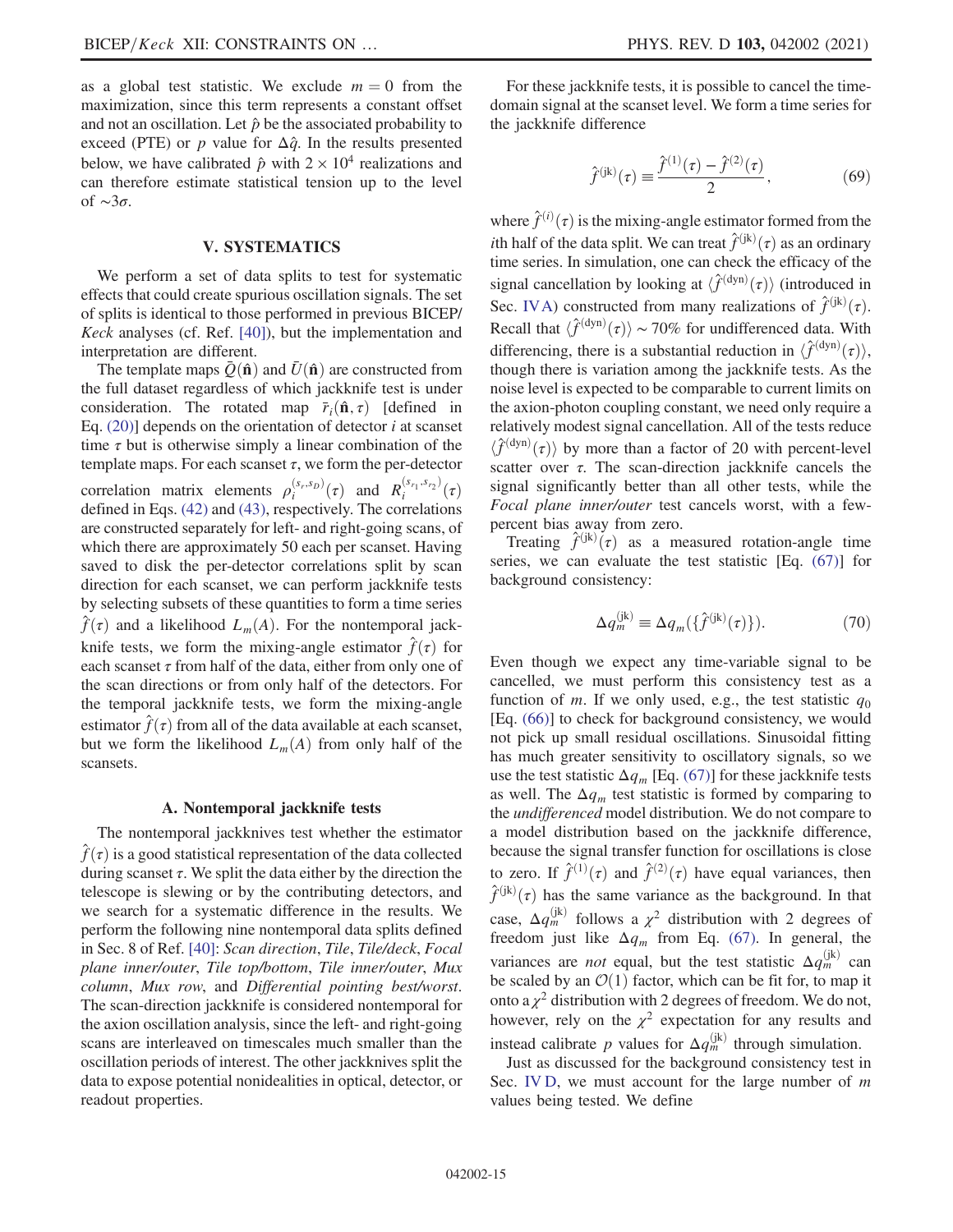as a global test statistic. We exclude $m = 0$ from the maximization, since this term represents a constant offset and not an oscillation. Let $\hat{p}$ be the associated probability to exceed (PTE) or $p$ value for $\Delta\hat{q}$. In the results presented below, we have calibrated $\hat{p}$ with $2 \times 10^4$ realizations and can therefore estimate statistical tension up to the level of $\sim 3\sigma$.

## V. SYSTEMATICS

We perform a set of data splits to test for systematic effects that could create spurious oscillation signals. The set of splits is identical to those performed in previous BICEP/*Keck* analyses (cf. Ref. [40]), but the implementation and interpretation are different.

The template maps $\bar{Q}(\hat{\mathbf{n}})$ and $\bar{U}(\hat{\mathbf{n}})$ are constructed from the full dataset regardless of which jackknife test is under consideration. The rotated map $\bar{r}_i(\hat{\mathbf{n}}, \tau)$ [defined in Eq. (20)] depends on the orientation of detector $i$ at scanset time $\tau$ but is otherwise simply a linear combination of the template maps. For each scanset $\tau$, we form the per-detector correlation matrix elements $\rho_i^{(s_r, s_D)}(\tau)$ and $R_i^{(s_{r_1}, s_{r_2})}(\tau)$ defined in Eqs. (42) and (43), respectively. The correlations are constructed separately for left- and right-going scans, of which there are approximately 50 each per scanset. Having saved to disk the per-detector correlations split by scan direction for each scanset, we can perform jackknife tests by selecting subsets of these quantities to form a time series $\hat{f}(\tau)$ and a likelihood $L_m(A)$. For the nontemporal jackknife tests, we form the mixing-angle estimator $\hat{f}(\tau)$ for each scanset $\tau$ from half of the data, either from only one of the scan directions or from only half of the detectors. For the temporal jackknife tests, we form the mixing-angle estimator $\hat{f}(\tau)$ from all of the data available at each scanset, but we form the likelihood $L_m(A)$ from only half of the scansets.

### A. Nontemporal jackknife tests

The nontemporal jackknives test whether the estimator $\hat{f}(\tau)$ is a good statistical representation of the data collected during scanset $\tau$. We split the data either by the direction the telescope is slewing or by the contributing detectors, and we search for a systematic difference in the results. We perform the following nine nontemporal data splits defined in Sec. 8 of Ref. [40]: *Scan direction*, *Tile*, *Tile/deck*, *Focal plane inner/outer*, *Tile top/bottom*, *Tile inner/outer*, *Mux column*, *Mux row*, and *Differential pointing best/worst*. The scan-direction jackknife is considered nontemporal for the axion oscillation analysis, since the left- and right-going scans are interleaved on timescales much smaller than the oscillation periods of interest. The other jackknives split the data to expose potential nonidealities in optical, detector, or readout properties.

For these jackknife tests, it is possible to cancel the time-domain signal at the scanset level. We form a time series for the jackknife difference

$$\hat{f}^{(\mathrm{jk})}(\tau) \equiv \frac{\hat{f}^{(1)}(\tau) - \hat{f}^{(2)}(\tau)}{2}, \tag{69}$$

where $\hat{f}^{(i)}(\tau)$ is the mixing-angle estimator formed from the $i$th half of the data split. We can treat $\hat{f}^{(\mathrm{jk})}(\tau)$ as an ordinary time series. In simulation, one can check the efficacy of the signal cancellation by looking at $\langle \hat{f}^{(\mathrm{dyn})}(\tau) \rangle$ (introduced in Sec. IV A) constructed from many realizations of $\hat{f}^{(\mathrm{jk})}(\tau)$. Recall that $\langle \hat{f}^{(\mathrm{dyn})}(\tau) \rangle \sim 70\%$ for undifferenced data. With differencing, there is a substantial reduction in $\langle \hat{f}^{(\mathrm{dyn})}(\tau) \rangle$, though there is variation among the jackknife tests. As the noise level is expected to be comparable to current limits on the axion-photon coupling constant, we need only require a relatively modest signal cancellation. All of the tests reduce $\langle \hat{f}^{(\mathrm{dyn})}(\tau) \rangle$ by more than a factor of 20 with percent-level scatter over $\tau$. The scan-direction jackknife cancels the signal significantly better than all other tests, while the *Focal plane inner/outer* test cancels worst, with a few-percent bias away from zero.

Treating $\hat{f}^{(\mathrm{jk})}(\tau)$ as a measured rotation-angle time series, we can evaluate the test statistic [Eq. (67)] for background consistency:

$$\Delta q_m^{(\mathrm{jk})} \equiv \Delta q_m(\{\hat{f}^{(\mathrm{jk})}(\tau)\}). \tag{70}$$

Even though we expect any time-variable signal to be cancelled, we must perform this consistency test as a function of $m$. If we only used, e.g., the test statistic $q_0$ [Eq. (66)] to check for background consistency, we would not pick up small residual oscillations. Sinusoidal fitting has much greater sensitivity to oscillatory signals, so we use the test statistic $\Delta q_m$ [Eq. (67)] for these jackknife tests as well. The $\Delta q_m$ test statistic is formed by comparing to the *undifferenced* model distribution. We do not compare to a model distribution based on the jackknife difference, because the signal transfer function for oscillations is close to zero. If $\hat{f}^{(1)}(\tau)$ and $\hat{f}^{(2)}(\tau)$ have equal variances, then $\hat{f}^{(\mathrm{jk})}(\tau)$ has the same variance as the background. In that case, $\Delta q_m^{(\mathrm{jk})}$ follows a $\chi^2$ distribution with 2 degrees of freedom just like $\Delta q_m$ from Eq. (67). In general, the variances are *not* equal, but the test statistic $\Delta q_m^{(\mathrm{jk})}$ can be scaled by an $\mathcal{O}(1)$ factor, which can be fit for, to map it onto a $\chi^2$ distribution with 2 degrees of freedom. We do not, however, rely on the $\chi^2$ expectation for any results and instead calibrate $p$ values for $\Delta q_m^{(\mathrm{jk})}$ through simulation.

Just as discussed for the background consistency test in Sec. IV D, we must account for the large number of $m$ values being tested. We define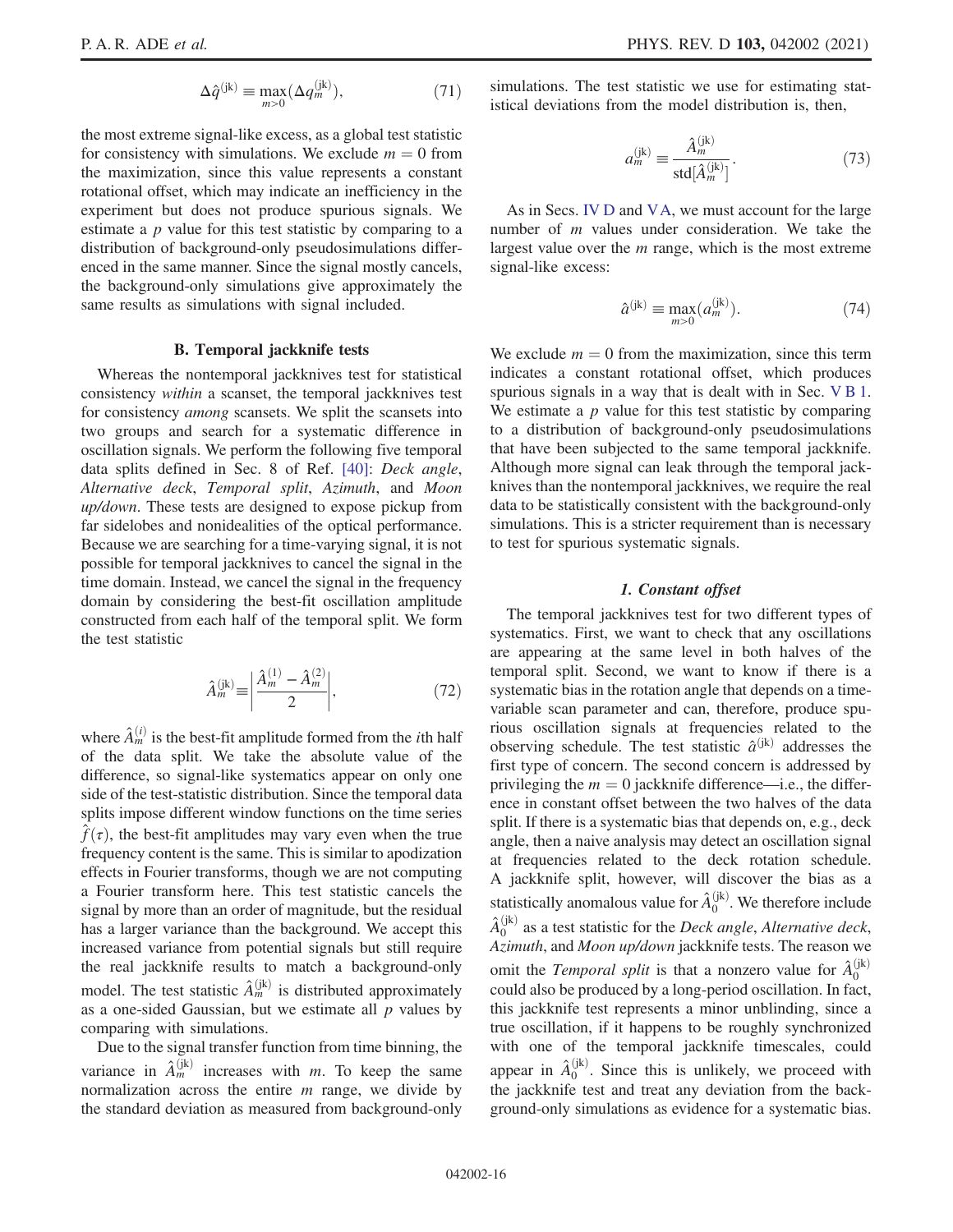$$\Delta\hat{q}^{(\mathrm{jk})} \equiv \max_{m>0}(\Delta q_m^{(\mathrm{jk})}), \tag{71}$$

the most extreme signal-like excess, as a global test statistic for consistency with simulations. We exclude $m = 0$ from the maximization, since this value represents a constant rotational offset, which may indicate an inefficiency in the experiment but does not produce spurious signals. We estimate a $p$ value for this test statistic by comparing to a distribution of background-only pseudosimulations differenced in the same manner. Since the signal mostly cancels, the background-only simulations give approximately the same results as simulations with signal included.

### B. Temporal jackknife tests

Whereas the nontemporal jackknives test for statistical consistency *within* a scanset, the temporal jackknives test for consistency *among* scansets. We split the scansets into two groups and search for a systematic difference in oscillation signals. We perform the following five temporal data splits defined in Sec. 8 of Ref. [40]: *Deck angle*, *Alternative deck*, *Temporal split*, *Azimuth*, and *Moon up/down*. These tests are designed to expose pickup from far sidelobes and nonidealities of the optical performance. Because we are searching for a time-varying signal, it is not possible for temporal jackknives to cancel the signal in the time domain. Instead, we cancel the signal in the frequency domain by considering the best-fit oscillation amplitude constructed from each half of the temporal split. We form the test statistic

$$\hat{A}_m^{(\mathrm{jk})} \equiv \left| \frac{\hat{A}_m^{(1)} - \hat{A}_m^{(2)}}{2} \right|, \tag{72}$$

where $\hat{A}_m^{(i)}$ is the best-fit amplitude formed from the $i$th half of the data split. We take the absolute value of the difference, so signal-like systematics appear on only one side of the test-statistic distribution. Since the temporal data splits impose different window functions on the time series $\hat{f}(\tau)$, the best-fit amplitudes may vary even when the true frequency content is the same. This is similar to apodization effects in Fourier transforms, though we are not computing a Fourier transform here. This test statistic cancels the signal by more than an order of magnitude, but the residual has a larger variance than the background. We accept this increased variance from potential signals but still require the real jackknife results to match a background-only model. The test statistic $\hat{A}_m^{(\mathrm{jk})}$ is distributed approximately as a one-sided Gaussian, but we estimate all $p$ values by comparing with simulations.

Due to the signal transfer function from time binning, the variance in $\hat{A}_m^{(\mathrm{jk})}$ increases with $m$. To keep the same normalization across the entire $m$ range, we divide by the standard deviation as measured from background-only simulations. The test statistic we use for estimating statistical deviations from the model distribution is, then,

$$a_m^{(\mathrm{jk})} \equiv \frac{\hat{A}_m^{(\mathrm{jk})}}{\mathrm{std}[\hat{A}_m^{(\mathrm{jk})}]}. \tag{73}$$

As in Secs. IV D and V A, we must account for the large number of $m$ values under consideration. We take the largest value over the $m$ range, which is the most extreme signal-like excess:

$$\hat{a}^{(\mathrm{jk})} \equiv \max_{m>0}(a_m^{(\mathrm{jk})}). \tag{74}$$

We exclude $m = 0$ from the maximization, since this term indicates a constant rotational offset, which produces spurious signals in a way that is dealt with in Sec. V B 1. We estimate a $p$ value for this test statistic by comparing to a distribution of background-only pseudosimulations that have been subjected to the same temporal jackknife. Although more signal can leak through the temporal jackknives than the nontemporal jackknives, we require the real data to be statistically consistent with the background-only simulations. This is a stricter requirement than is necessary to test for spurious systematic signals.

#### 1. Constant offset

The temporal jackknives test for two different types of systematics. First, we want to check that any oscillations are appearing at the same level in both halves of the temporal split. Second, we want to know if there is a systematic bias in the rotation angle that depends on a time-variable scan parameter and can, therefore, produce spurious oscillation signals at frequencies related to the observing schedule. The test statistic $\hat{a}^{(\mathrm{jk})}$ addresses the first type of concern. The second concern is addressed by privileging the $m = 0$ jackknife difference—i.e., the difference in constant offset between the two halves of the data split. If there is a systematic bias that depends on, e.g., deck angle, then a naive analysis may detect an oscillation signal at frequencies related to the deck rotation schedule. A jackknife split, however, will discover the bias as a statistically anomalous value for $\hat{A}_0^{(\mathrm{jk})}$. We therefore include $\hat{A}_0^{(\mathrm{jk})}$ as a test statistic for the *Deck angle*, *Alternative deck*, *Azimuth*, and *Moon up/down* jackknife tests. The reason we omit the *Temporal split* is that a nonzero value for $\hat{A}_0^{(\mathrm{jk})}$ could also be produced by a long-period oscillation. In fact, this jackknife test represents a minor unblinding, since a true oscillation, if it happens to be roughly synchronized with one of the temporal jackknife timescales, could appear in $\hat{A}_0^{(\mathrm{jk})}$. Since this is unlikely, we proceed with the jackknife test and treat any deviation from the background-only simulations as evidence for a systematic bias.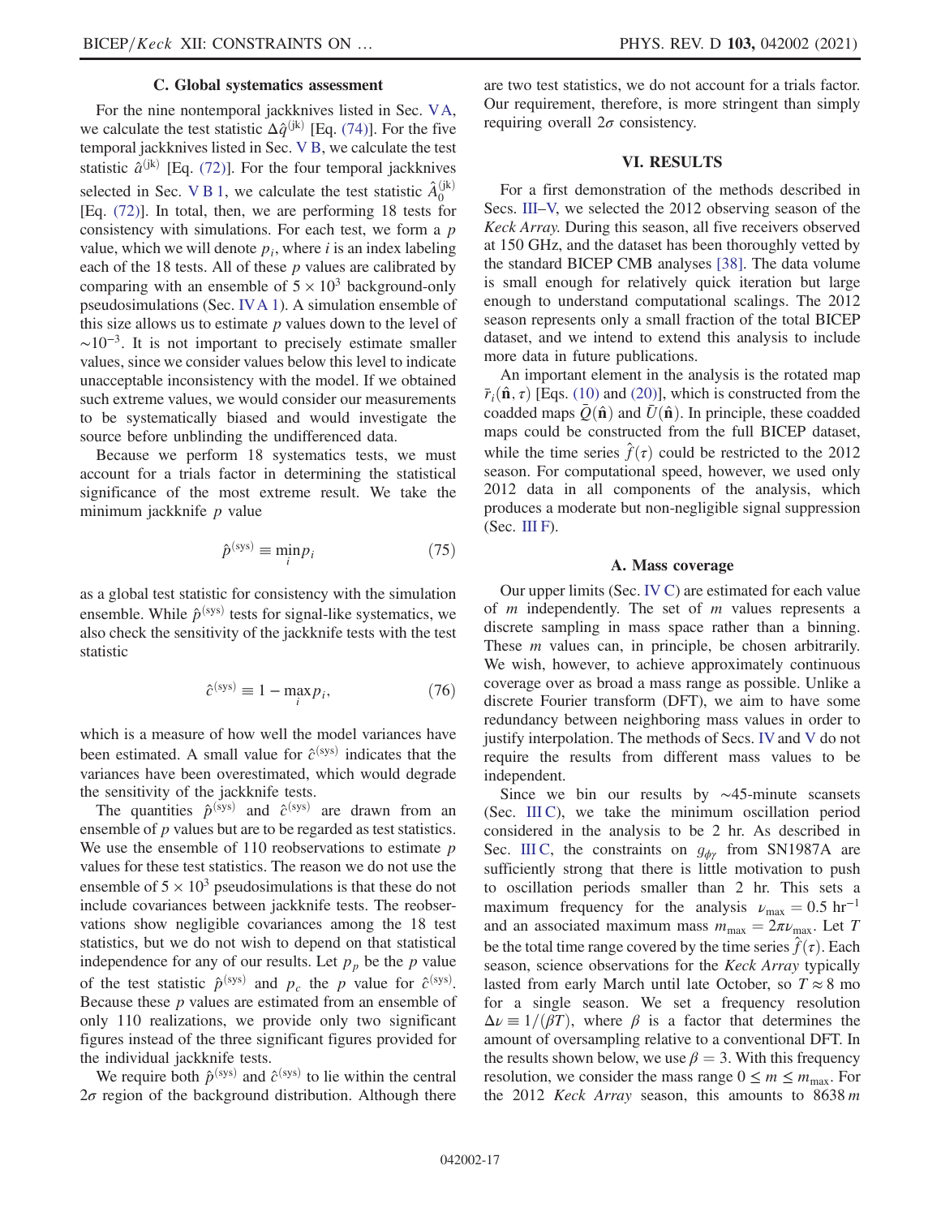### C. Global systematics assessment

For the nine nontemporal jackknives listed in Sec. V A, we calculate the test statistic $\Delta\hat{q}^{(\mathrm{jk})}$ [Eq. (74)]. For the five temporal jackknives listed in Sec. V B, we calculate the test statistic $\hat{\alpha}^{(\mathrm{jk})}$ [Eq. (72)]. For the four temporal jackknives selected in Sec. V B 1, we calculate the test statistic $\hat{A}_0^{(\mathrm{jk})}$ [Eq. (72)]. In total, then, we are performing 18 tests for consistency with simulations. For each test, we form a $p$ value, which we will denote $p_i$, where $i$ is an index labeling each of the 18 tests. All of these $p$ values are calibrated by comparing with an ensemble of $5\times10^3$ background-only pseudosimulations (Sec. IV A 1). A simulation ensemble of this size allows us to estimate $p$ values down to the level of $\sim10^{-3}$. It is not important to precisely estimate smaller values, since we consider values below this level to indicate unacceptable inconsistency with the model. If we obtained such extreme values, we would consider our measurements to be systematically biased and would investigate the source before unblinding the undifferenced data.

Because we perform 18 systematics tests, we must account for a trials factor in determining the statistical significance of the most extreme result. We take the minimum jackknife $p$ value

$$\hat{p}^{(\mathrm{sys})} \equiv \min_i p_i \tag{75}$$

as a global test statistic for consistency with the simulation ensemble. While $\hat{p}^{(\mathrm{sys})}$ tests for signal-like systematics, we also check the sensitivity of the jackknife tests with the test statistic

$$\hat{c}^{(\mathrm{sys})} \equiv 1 - \max_i p_i, \tag{76}$$

which is a measure of how well the model variances have been estimated. A small value for $\hat{c}^{(\mathrm{sys})}$ indicates that the variances have been overestimated, which would degrade the sensitivity of the jackknife tests.

The quantities $\hat{p}^{(\mathrm{sys})}$ and $\hat{c}^{(\mathrm{sys})}$ are drawn from an ensemble of $p$ values but are to be regarded as test statistics. We use the ensemble of 110 reobservations to estimate $p$ values for these test statistics. The reason we do not use the ensemble of $5\times10^3$ pseudosimulations is that these do not include covariances between jackknife tests. The reobservations show negligible covariances among the 18 test statistics, but we do not wish to depend on that statistical independence for any of our results. Let $p_p$ be the $p$ value of the test statistic $\hat{p}^{(\mathrm{sys})}$ and $p_c$ the $p$ value for $\hat{c}^{(\mathrm{sys})}$. Because these $p$ values are estimated from an ensemble of only 110 realizations, we provide only two significant figures instead of the three significant figures provided for the individual jackknife tests.

We require both $\hat{p}^{(\mathrm{sys})}$ and $\hat{c}^{(\mathrm{sys})}$ to lie within the central $2\sigma$ region of the background distribution. Although there are two test statistics, we do not account for a trials factor. Our requirement, therefore, is more stringent than simply requiring overall $2\sigma$ consistency.

## VI. RESULTS

For a first demonstration of the methods described in Secs. III–V, we selected the 2012 observing season of the *Keck Array*. During this season, all five receivers observed at 150 GHz, and the dataset has been thoroughly vetted by the standard BICEP CMB analyses [38]. The data volume is small enough for relatively quick iteration but large enough to understand computational scalings. The 2012 season represents only a small fraction of the total BICEP dataset, and we intend to extend this analysis to include more data in future publications.

An important element in the analysis is the rotated map $\bar{r}_i(\hat{\mathbf{n}},\tau)$ [Eqs. (10) and (20)], which is constructed from the coadded maps $\bar{Q}(\hat{\mathbf{n}})$ and $\bar{U}(\hat{\mathbf{n}})$. In principle, these coadded maps could be constructed from the full BICEP dataset, while the time series $\hat{f}(\tau)$ could be restricted to the 2012 season. For computational speed, however, we used only 2012 data in all components of the analysis, which produces a moderate but non-negligible signal suppression (Sec. III F).

### A. Mass coverage

Our upper limits (Sec. IV C) are estimated for each value of $m$ independently. The set of $m$ values represents a discrete sampling in mass space rather than a binning. These $m$ values can, in principle, be chosen arbitrarily. We wish, however, to achieve approximately continuous coverage over as broad a mass range as possible. Unlike a discrete Fourier transform (DFT), we aim to have some redundancy between neighboring mass values in order to justify interpolation. The methods of Secs. IV and V do not require the results from different mass values to be independent.

Since we bin our results by $\sim$45-minute scansets (Sec. III C), we take the minimum oscillation period considered in the analysis to be 2 hr. As described in Sec. III C, the constraints on $g_{\phi\gamma}$ from SN1987A are sufficiently strong that there is little motivation to push to oscillation periods smaller than 2 hr. This sets a maximum frequency for the analysis $\nu_{\max} = 0.5\ \mathrm{hr}^{-1}$ and an associated maximum mass $m_{\max} = 2\pi\nu_{\max}$. Let $T$ be the total time range covered by the time series $\hat{f}(\tau)$. Each season, science observations for the *Keck Array* typically lasted from early March until late October, so $T\approx 8$ mo for a single season. We set a frequency resolution $\Delta\nu \equiv 1/(\beta T)$, where $\beta$ is a factor that determines the amount of oversampling relative to a conventional DFT. In the results shown below, we use $\beta = 3$. With this frequency resolution, we consider the mass range $0 \le m \le m_{\max}$. For the 2012 *Keck Array* season, this amounts to 8638 $m$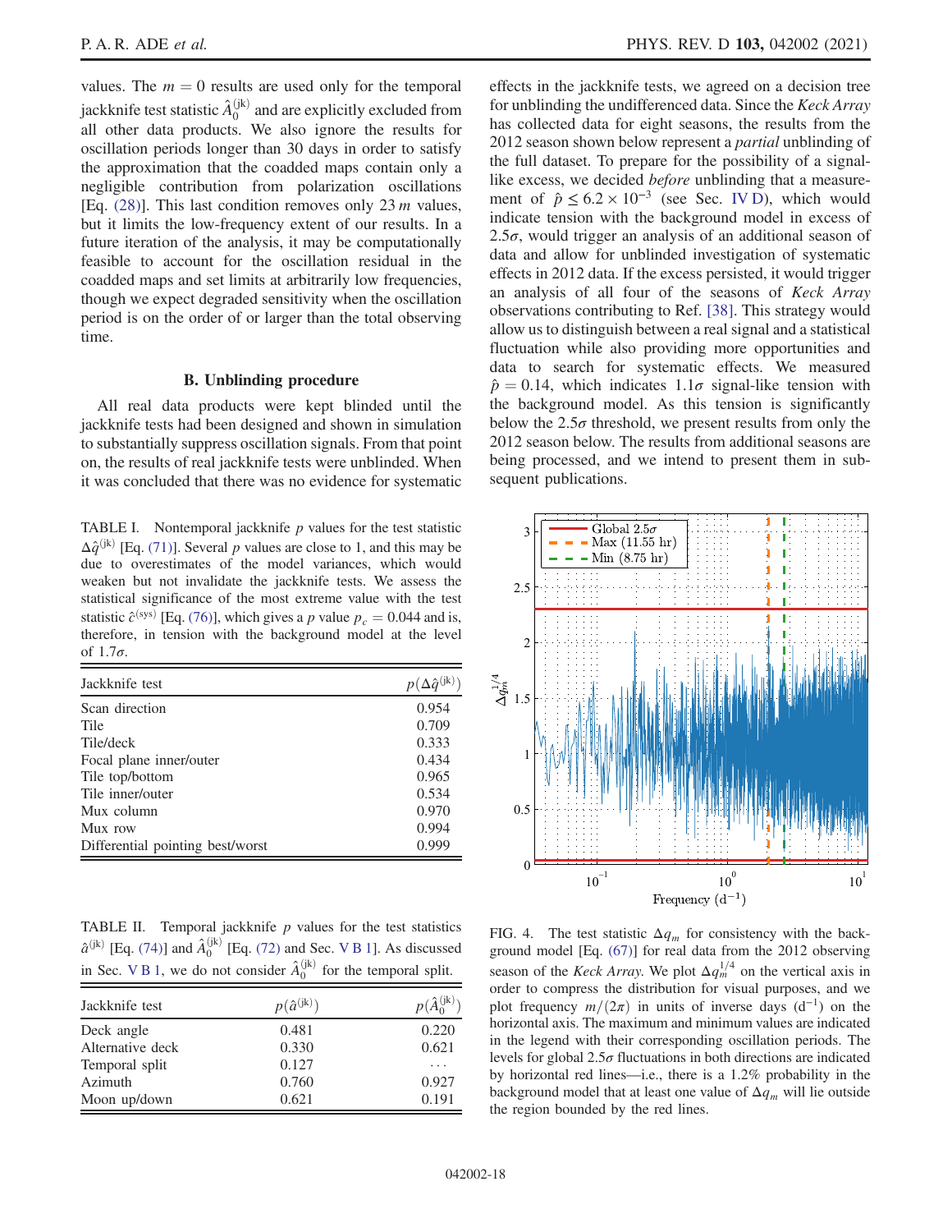values. The $m = 0$ results are used only for the temporal jackknife test statistic $\hat{A}_0^{(\mathrm{jk})}$ and are explicitly excluded from all other data products. We also ignore the results for oscillation periods longer than 30 days in order to satisfy the approximation that the coadded maps contain only a negligible contribution from polarization oscillations [Eq. (28)]. This last condition removes only 23 $m$ values, but it limits the low-frequency extent of our results. In a future iteration of the analysis, it may be computationally feasible to account for the oscillation residual in the coadded maps and set limits at arbitrarily low frequencies, though we expect degraded sensitivity when the oscillation period is on the order of or larger than the total observing time.

## B. Unblinding procedure

All real data products were kept blinded until the jackknife tests had been designed and shown in simulation to substantially suppress oscillation signals. From that point on, the results of real jackknife tests were unblinded. When it was concluded that there was no evidence for systematic effects in the jackknife tests, we agreed on a decision tree for unblinding the undifferenced data. Since the *Keck Array* has collected data for eight seasons, the results from the 2012 season shown below represent a *partial* unblinding of the full dataset. To prepare for the possibility of a signal-like excess, we decided *before* unblinding that a measurement of $\hat{p} \leq 6.2 \times 10^{-3}$ (see Sec. IV D), which would indicate tension with the background model in excess of $2.5\sigma$, would trigger an analysis of an additional season of data and allow for unblinded investigation of systematic effects in 2012 data. If the excess persisted, it would trigger an analysis of all four of the seasons of *Keck Array* observations contributing to Ref. [38]. This strategy would allow us to distinguish between a real signal and a statistical fluctuation while also providing more opportunities and data to search for systematic effects. We measured $\hat{p} = 0.14$, which indicates $1.1\sigma$ signal-like tension with the background model. As this tension is significantly below the $2.5\sigma$ threshold, we present results from only the 2012 season below. The results from additional seasons are being processed, and we intend to present them in subsequent publications.

TABLE I. Nontemporal jackknife $p$ values for the test statistic $\Delta\hat{q}^{(\mathrm{jk})}$ [Eq. (71)]. Several $p$ values are close to 1, and this may be due to overestimates of the model variances, which would weaken but not invalidate the jackknife tests. We assess the statistical significance of the most extreme value with the test statistic $\hat{c}^{(\mathrm{sys})}$ [Eq. (76)], which gives a $p$ value $p_c = 0.044$ and is, therefore, in tension with the background model at the level of $1.7\sigma$.

| Jackknife test | $p(\Delta\hat{q}^{(\mathrm{jk})})$ |
|---|---|
| Scan direction | 0.954 |
| Tile | 0.709 |
| Tile/deck | 0.333 |
| Focal plane inner/outer | 0.434 |
| Tile top/bottom | 0.965 |
| Tile inner/outer | 0.534 |
| Mux column | 0.970 |
| Mux row | 0.994 |
| Differential pointing best/worst | 0.999 |

TABLE II. Temporal jackknife $p$ values for the test statistics $\hat{a}^{(\mathrm{jk})}$ [Eq. (74)] and $\hat{A}_0^{(\mathrm{jk})}$ [Eq. (72) and Sec. V B 1]. As discussed in Sec. V B 1, we do not consider $\hat{A}_0^{(\mathrm{jk})}$ for the temporal split.

| Jackknife test | $p(\hat{a}^{(\mathrm{jk})})$ | $p(\hat{A}_0^{(\mathrm{jk})})$ |
|---|---|---|
| Deck angle | 0.481 | 0.220 |
| Alternative deck | 0.330 | 0.621 |
| Temporal split | 0.127 | ... |
| Azimuth | 0.760 | 0.927 |
| Moon up/down | 0.621 | 0.191 |

FIG. 4. The test statistic $\Delta q_m$ for consistency with the background model [Eq. (67)] for real data from the 2012 observing season of the *Keck Array*. We plot $\Delta q_m^{1/4}$ on the vertical axis in order to compress the distribution for visual purposes, and we plot frequency $m/(2\pi)$ in units of inverse days ($\mathrm{d}^{-1}$) on the horizontal axis. The maximum and minimum values are indicated in the legend with their corresponding oscillation periods. The levels for global $2.5\sigma$ fluctuations in both directions are indicated by horizontal red lines—i.e., there is a 1.2% probability in the background model that at least one value of $\Delta q_m$ will lie outside the region bounded by the red lines.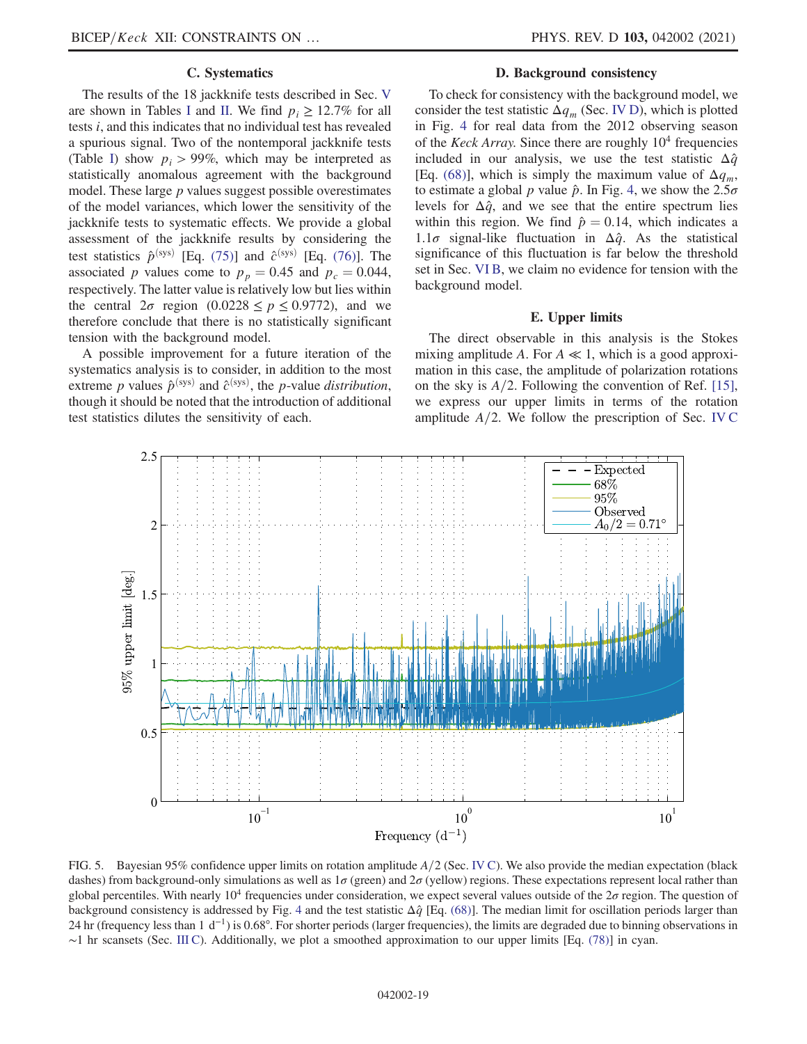### C. Systematics

The results of the 18 jackknife tests described in Sec. V are shown in Tables I and II. We find $p_i \geq 12.7\%$ for all tests $i$, and this indicates that no individual test has revealed a spurious signal. Two of the nontemporal jackknife tests (Table I) show $p_i > 99\%$, which may be interpreted as statistically anomalous agreement with the background model. These large $p$ values suggest possible overestimates of the model variances, which lower the sensitivity of the jackknife tests to systematic effects. We provide a global assessment of the jackknife results by considering the test statistics $\hat{p}^{(\mathrm{sys})}$ [Eq. (75)] and $\hat{c}^{(\mathrm{sys})}$ [Eq. (76)]. The associated $p$ values come to $p_p = 0.45$ and $p_c = 0.044$, respectively. The latter value is relatively low but lies within the central $2\sigma$ region ($0.0228 \leq p \leq 0.9772$), and we therefore conclude that there is no statistically significant tension with the background model.

A possible improvement for a future iteration of the systematics analysis is to consider, in addition to the most extreme $p$ values $\hat{p}^{(\mathrm{sys})}$ and $\hat{c}^{(\mathrm{sys})}$, the $p$-value *distribution*, though it should be noted that the introduction of additional test statistics dilutes the sensitivity of each.

### D. Background consistency

To check for consistency with the background model, we consider the test statistic $\Delta q_m$ (Sec. IV D), which is plotted in Fig. 4 for real data from the 2012 observing season of the *Keck Array*. Since there are roughly $10^4$ frequencies included in our analysis, we use the test statistic $\Delta\hat{q}$ [Eq. (68)], which is simply the maximum value of $\Delta q_m$, to estimate a global $p$ value $\hat{p}$. In Fig. 4, we show the $2.5\sigma$ levels for $\Delta\hat{q}$, and we see that the entire spectrum lies within this region. We find $\hat{p} = 0.14$, which indicates a $1.1\sigma$ signal-like fluctuation in $\Delta\hat{q}$. As the statistical significance of this fluctuation is far below the threshold set in Sec. VI B, we claim no evidence for tension with the background model.

### E. Upper limits

The direct observable in this analysis is the Stokes mixing amplitude $A$. For $A \ll 1$, which is a good approximation in this case, the amplitude of polarization rotations on the sky is $A/2$. Following the convention of Ref. [15], we express our upper limits in terms of the rotation amplitude $A/2$. We follow the prescription of Sec. IV C

FIG. 5. Bayesian 95% confidence upper limits on rotation amplitude $A/2$ (Sec. IV C). We also provide the median expectation (black dashes) from background-only simulations as well as $1\sigma$ (green) and $2\sigma$ (yellow) regions. These expectations represent local rather than global percentiles. With nearly $10^4$ frequencies under consideration, we expect several values outside of the $2\sigma$ region. The question of background consistency is addressed by Fig. 4 and the test statistic $\Delta\hat{q}$ [Eq. (68)]. The median limit for oscillation periods larger than 24 hr (frequency less than 1 $\mathrm{d}^{-1}$) is 0.68°. For shorter periods (larger frequencies), the limits are degraded due to binning observations in ~1 hr scansets (Sec. III C). Additionally, we plot a smoothed approximation to our upper limits [Eq. (78)] in cyan.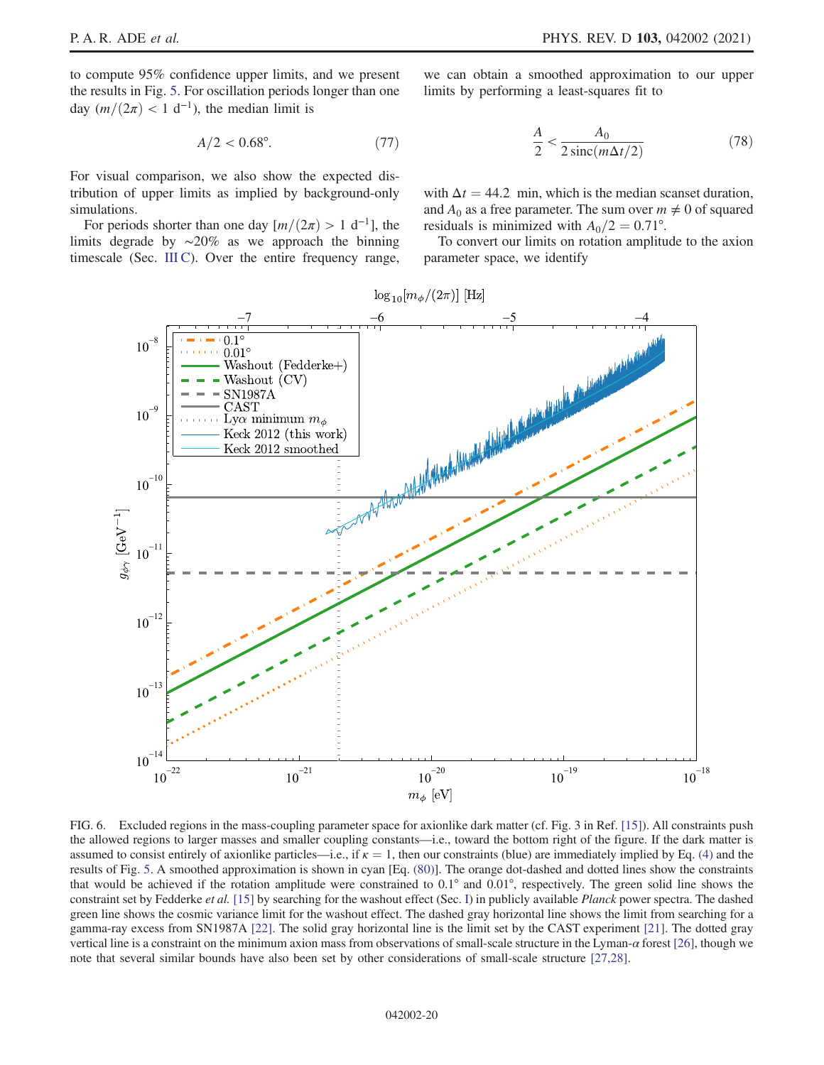to compute 95% confidence upper limits, and we present the results in Fig. 5. For oscillation periods longer than one day ($m/(2\pi) < 1\ \mathrm{d}^{-1}$), the median limit is

$$A/2 < 0.68°. \tag{77}$$

For visual comparison, we also show the expected distribution of upper limits as implied by background-only simulations.

For periods shorter than one day [$m/(2\pi) > 1\ \mathrm{d}^{-1}$], the limits degrade by ~20% as we approach the binning timescale (Sec. III C). Over the entire frequency range, we can obtain a smoothed approximation to our upper limits by performing a least-squares fit to

$$\frac{A}{2} < \frac{A_0}{2\,\mathrm{sinc}(m\Delta t/2)} \tag{78}$$

with $\Delta t = 44.2$ min, which is the median scanset duration, and $A_0$ as a free parameter. The sum over $m \neq 0$ of squared residuals is minimized with $A_0/2 = 0.71°$.

To convert our limits on rotation amplitude to the axion parameter space, we identify

FIG. 6. Excluded regions in the mass-coupling parameter space for axionlike dark matter (cf. Fig. 3 in Ref. [15]). All constraints push the allowed regions to larger masses and smaller coupling constants—i.e., toward the bottom right of the figure. If the dark matter is assumed to consist entirely of axionlike particles—i.e., if $\kappa = 1$, then our constraints (blue) are immediately implied by Eq. (4) and the results of Fig. 5. A smoothed approximation is shown in cyan [Eq. (80)]. The orange dot-dashed and dotted lines show the constraints that would be achieved if the rotation amplitude were constrained to 0.1° and 0.01°, respectively. The green solid line shows the constraint set by Fedderke *et al.* [15] by searching for the washout effect (Sec. I) in publicly available *Planck* power spectra. The dashed green line shows the cosmic variance limit for the washout effect. The dashed gray horizontal line shows the limit from searching for a gamma-ray excess from SN1987A [22]. The solid gray horizontal line is the limit set by the CAST experiment [21]. The dotted gray vertical line is a constraint on the minimum axion mass from observations of small-scale structure in the Lyman-$\alpha$ forest [26], though we note that several similar bounds have also been set by other considerations of small-scale structure [27,28].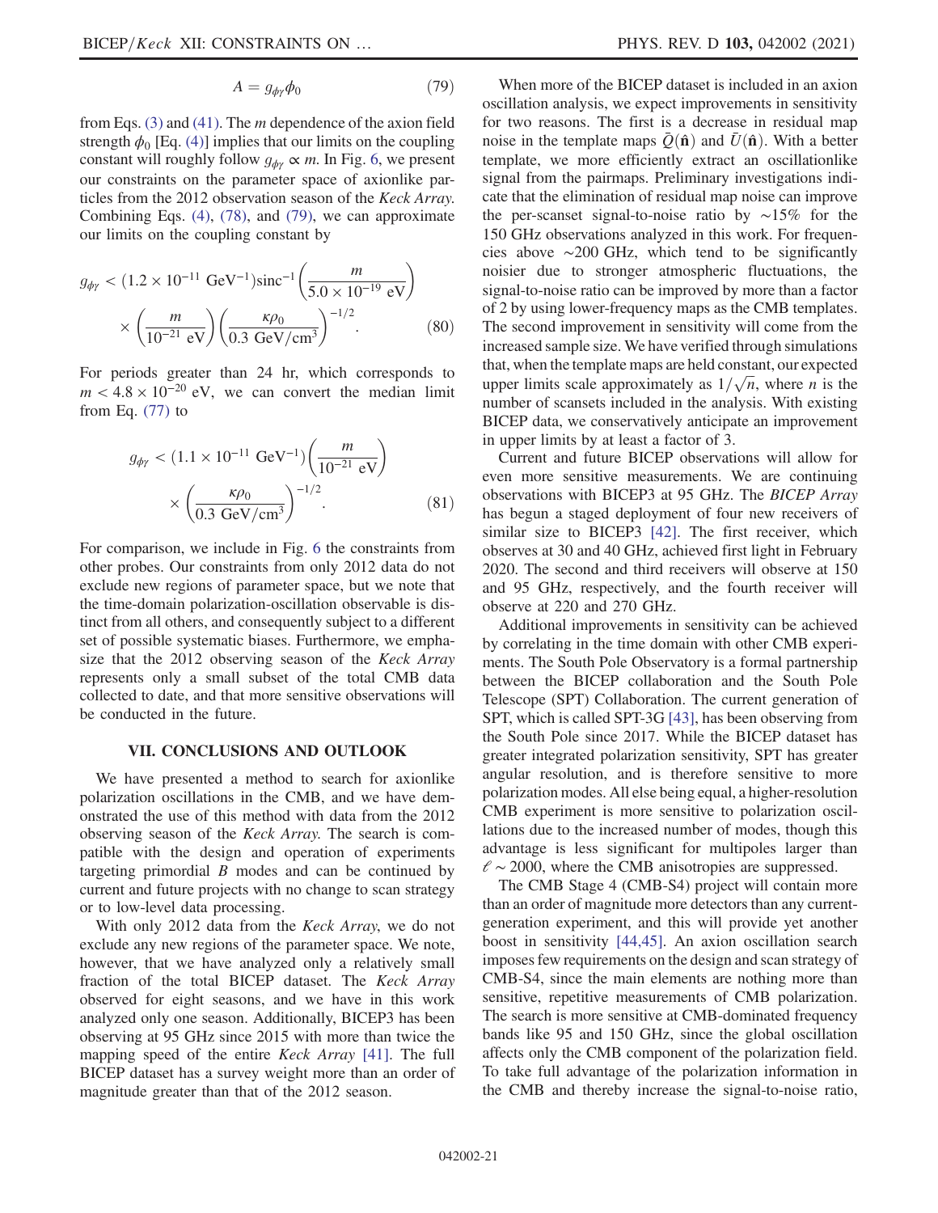$$A = g_{\phi\gamma}\phi_0 \tag{79}$$

from Eqs. (3) and (41). The $m$ dependence of the axion field strength $\phi_0$ [Eq. (4)] implies that our limits on the coupling constant will roughly follow $g_{\phi\gamma} \propto m$. In Fig. 6, we present our constraints on the parameter space of axionlike particles from the 2012 observation season of the *Keck Array*. Combining Eqs. (4), (78), and (79), we can approximate our limits on the coupling constant by

$$g_{\phi\gamma} < (1.2 \times 10^{-11}\ \mathrm{GeV}^{-1})\mathrm{sinc}^{-1}\left(\frac{m}{5.0 \times 10^{-19}\ \mathrm{eV}}\right) \times \left(\frac{m}{10^{-21}\ \mathrm{eV}}\right)\left(\frac{\kappa\rho_0}{0.3\ \mathrm{GeV/cm}^3}\right)^{-1/2}. \tag{80}$$

For periods greater than 24 hr, which corresponds to $m < 4.8 \times 10^{-20}$ eV, we can convert the median limit from Eq. (77) to

$$g_{\phi\gamma} < (1.1 \times 10^{-11}\ \mathrm{GeV}^{-1})\left(\frac{m}{10^{-21}\ \mathrm{eV}}\right) \times \left(\frac{\kappa\rho_0}{0.3\ \mathrm{GeV/cm}^3}\right)^{-1/2}. \tag{81}$$

For comparison, we include in Fig. 6 the constraints from other probes. Our constraints from only 2012 data do not exclude new regions of parameter space, but we note that the time-domain polarization-oscillation observable is distinct from all others, and consequently subject to a different set of possible systematic biases. Furthermore, we emphasize that the 2012 observing season of the *Keck Array* represents only a small subset of the total CMB data collected to date, and that more sensitive observations will be conducted in the future.

## VII. CONCLUSIONS AND OUTLOOK

We have presented a method to search for axionlike polarization oscillations in the CMB, and we have demonstrated the use of this method with data from the 2012 observing season of the *Keck Array*. The search is compatible with the design and operation of experiments targeting primordial $B$ modes and can be continued by current and future projects with no change to scan strategy or to low-level data processing.

With only 2012 data from the *Keck Array*, we do not exclude any new regions of the parameter space. We note, however, that we have analyzed only a relatively small fraction of the total BICEP dataset. The *Keck Array* observed for eight seasons, and we have in this work analyzed only one season. Additionally, BICEP3 has been observing at 95 GHz since 2015 with more than twice the mapping speed of the entire *Keck Array* [41]. The full BICEP dataset has a survey weight more than an order of magnitude greater than that of the 2012 season.

When more of the BICEP dataset is included in an axion oscillation analysis, we expect improvements in sensitivity for two reasons. The first is a decrease in residual map noise in the template maps $\bar{Q}(\hat{\mathbf{n}})$ and $\bar{U}(\hat{\mathbf{n}})$. With a better template, we more efficiently extract an oscillationlike signal from the pairmaps. Preliminary investigations indicate that the elimination of residual map noise can improve the per-scanset signal-to-noise ratio by $\sim$15% for the 150 GHz observations analyzed in this work. For frequencies above $\sim$200 GHz, which tend to be significantly noisier due to stronger atmospheric fluctuations, the signal-to-noise ratio can be improved by more than a factor of 2 by using lower-frequency maps as the CMB templates. The second improvement in sensitivity will come from the increased sample size. We have verified through simulations that, when the template maps are held constant, our expected upper limits scale approximately as $1/\sqrt{n}$, where $n$ is the number of scansets included in the analysis. With existing BICEP data, we conservatively anticipate an improvement in upper limits by at least a factor of 3.

Current and future BICEP observations will allow for even more sensitive measurements. We are continuing observations with BICEP3 at 95 GHz. The *BICEP Array* has begun a staged deployment of four new receivers of similar size to BICEP3 [42]. The first receiver, which observes at 30 and 40 GHz, achieved first light in February 2020. The second and third receivers will observe at 150 and 95 GHz, respectively, and the fourth receiver will observe at 220 and 270 GHz.

Additional improvements in sensitivity can be achieved by correlating in the time domain with other CMB experiments. The South Pole Observatory is a formal partnership between the BICEP collaboration and the South Pole Telescope (SPT) Collaboration. The current generation of SPT, which is called SPT-3G [43], has been observing from the South Pole since 2017. While the BICEP dataset has greater integrated polarization sensitivity, SPT has greater angular resolution, and is therefore sensitive to more polarization modes. All else being equal, a higher-resolution CMB experiment is more sensitive to polarization oscillations due to the increased number of modes, though this advantage is less significant for multipoles larger than $\ell \sim 2000$, where the CMB anisotropies are suppressed.

The CMB Stage 4 (CMB-S4) project will contain more than an order of magnitude more detectors than any current-generation experiment, and this will provide yet another boost in sensitivity [44,45]. An axion oscillation search imposes few requirements on the design and scan strategy of CMB-S4, since the main elements are nothing more than sensitive, repetitive measurements of CMB polarization. The search is more sensitive at CMB-dominated frequency bands like 95 and 150 GHz, since the global oscillation affects only the CMB component of the polarization field. To take full advantage of the polarization information in the CMB and thereby increase the signal-to-noise ratio,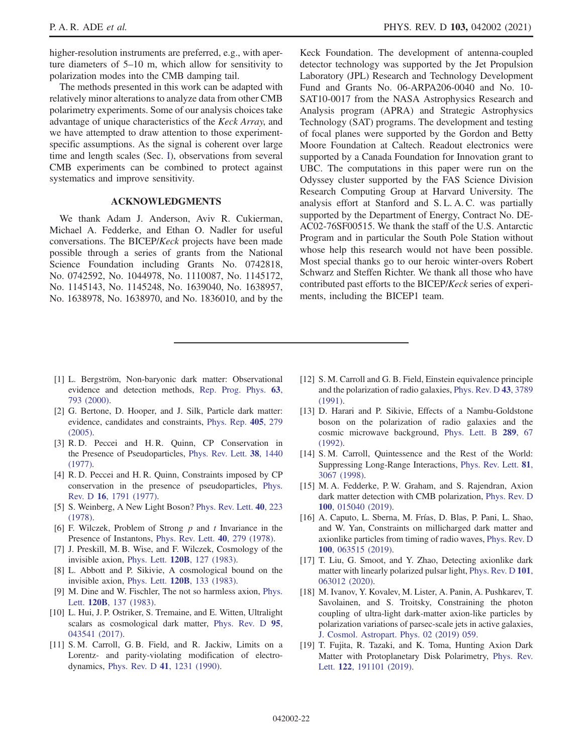higher-resolution instruments are preferred, e.g., with aperture diameters of 5–10 m, which allow for sensitivity to polarization modes into the CMB damping tail.

The methods presented in this work can be adapted with relatively minor alterations to analyze data from other CMB polarimetry experiments. Some of our analysis choices take advantage of unique characteristics of the *Keck Array*, and we have attempted to draw attention to those experiment-specific assumptions. As the signal is coherent over large time and length scales (Sec. I), observations from several CMB experiments can be combined to protect against systematics and improve sensitivity.

## ACKNOWLEDGMENTS

We thank Adam J. Anderson, Aviv R. Cukierman, Michael A. Fedderke, and Ethan O. Nadler for useful conversations. The BICEP/*Keck* projects have been made possible through a series of grants from the National Science Foundation including Grants No. 0742818, No. 0742592, No. 1044978, No. 1110087, No. 1145172, No. 1145143, No. 1145248, No. 1639040, No. 1638957, No. 1638978, No. 1638970, and No. 1836010, and by the Keck Foundation. The development of antenna-coupled detector technology was supported by the Jet Propulsion Laboratory (JPL) Research and Technology Development Fund and Grants No. 06-ARPA206-0040 and No. 10-SAT10-0017 from the NASA Astrophysics Research and Analysis program (APRA) and Strategic Astrophysics Technology (SAT) programs. The development and testing of focal planes were supported by the Gordon and Betty Moore Foundation at Caltech. Readout electronics were supported by a Canada Foundation for Innovation grant to UBC. The computations in this paper were run on the Odyssey cluster supported by the FAS Science Division Research Computing Group at Harvard University. The analysis effort at Stanford and S. L. A. C. was partially supported by the Department of Energy, Contract No. DE-AC02-76SF00515. We thank the staff of the U.S. Antarctic Program and in particular the South Pole Station without whose help this research would not have been possible. Most special thanks go to our heroic winter-overs Robert Schwarz and Steffen Richter. We thank all those who have contributed past efforts to the BICEP/*Keck* series of experiments, including the BICEP1 team.

---

[1] L. Bergström, Non-baryonic dark matter: Observational evidence and detection methods, Rep. Prog. Phys. **63**, 793 (2000).

[2] G. Bertone, D. Hooper, and J. Silk, Particle dark matter: evidence, candidates and constraints, Phys. Rep. **405**, 279 (2005).

[3] R. D. Peccei and H. R. Quinn, CP Conservation in the Presence of Pseudoparticles, Phys. Rev. Lett. **38**, 1440 (1977).

[4] R. D. Peccei and H. R. Quinn, Constraints imposed by CP conservation in the presence of pseudoparticles, Phys. Rev. D **16**, 1791 (1977).

[5] S. Weinberg, A New Light Boson? Phys. Rev. Lett. **40**, 223 (1978).

[6] F. Wilczek, Problem of Strong $p$ and $t$ Invariance in the Presence of Instantons, Phys. Rev. Lett. **40**, 279 (1978).

[7] J. Preskill, M. B. Wise, and F. Wilczek, Cosmology of the invisible axion, Phys. Lett. **120B**, 127 (1983).

[8] L. Abbott and P. Sikivie, A cosmological bound on the invisible axion, Phys. Lett. **120B**, 133 (1983).

[9] M. Dine and W. Fischler, The not so harmless axion, Phys. Lett. **120B**, 137 (1983).

[10] L. Hui, J. P. Ostriker, S. Tremaine, and E. Witten, Ultralight scalars as cosmological dark matter, Phys. Rev. D **95**, 043541 (2017).

[11] S. M. Carroll, G. B. Field, and R. Jackiw, Limits on a Lorentz- and parity-violating modification of electrodynamics, Phys. Rev. D **41**, 1231 (1990).

[12] S. M. Carroll and G. B. Field, Einstein equivalence principle and the polarization of radio galaxies, Phys. Rev. D **43**, 3789 (1991).

[13] D. Harari and P. Sikivie, Effects of a Nambu-Goldstone boson on the polarization of radio galaxies and the cosmic microwave background, Phys. Lett. B **289**, 67 (1992).

[14] S. M. Carroll, Quintessence and the Rest of the World: Suppressing Long-Range Interactions, Phys. Rev. Lett. **81**, 3067 (1998).

[15] M. A. Fedderke, P. W. Graham, and S. Rajendran, Axion dark matter detection with CMB polarization, Phys. Rev. D **100**, 015040 (2019).

[16] A. Caputo, L. Sberna, M. Frías, D. Blas, P. Pani, L. Shao, and W. Yan, Constraints on millicharged dark matter and axionlike particles from timing of radio waves, Phys. Rev. D **100**, 063515 (2019).

[17] T. Liu, G. Smoot, and Y. Zhao, Detecting axionlike dark matter with linearly polarized pulsar light, Phys. Rev. D **101**, 063012 (2020).

[18] M. Ivanov, Y. Kovalev, M. Lister, A. Panin, A. Pushkarev, T. Savolainen, and S. Troitsky, Constraining the photon coupling of ultra-light dark-matter axion-like particles by polarization variations of parsec-scale jets in active galaxies, J. Cosmol. Astropart. Phys. 02 (2019) 059.

[19] T. Fujita, R. Tazaki, and K. Toma, Hunting Axion Dark Matter with Protoplanetary Disk Polarimetry, Phys. Rev. Lett. **122**, 191101 (2019).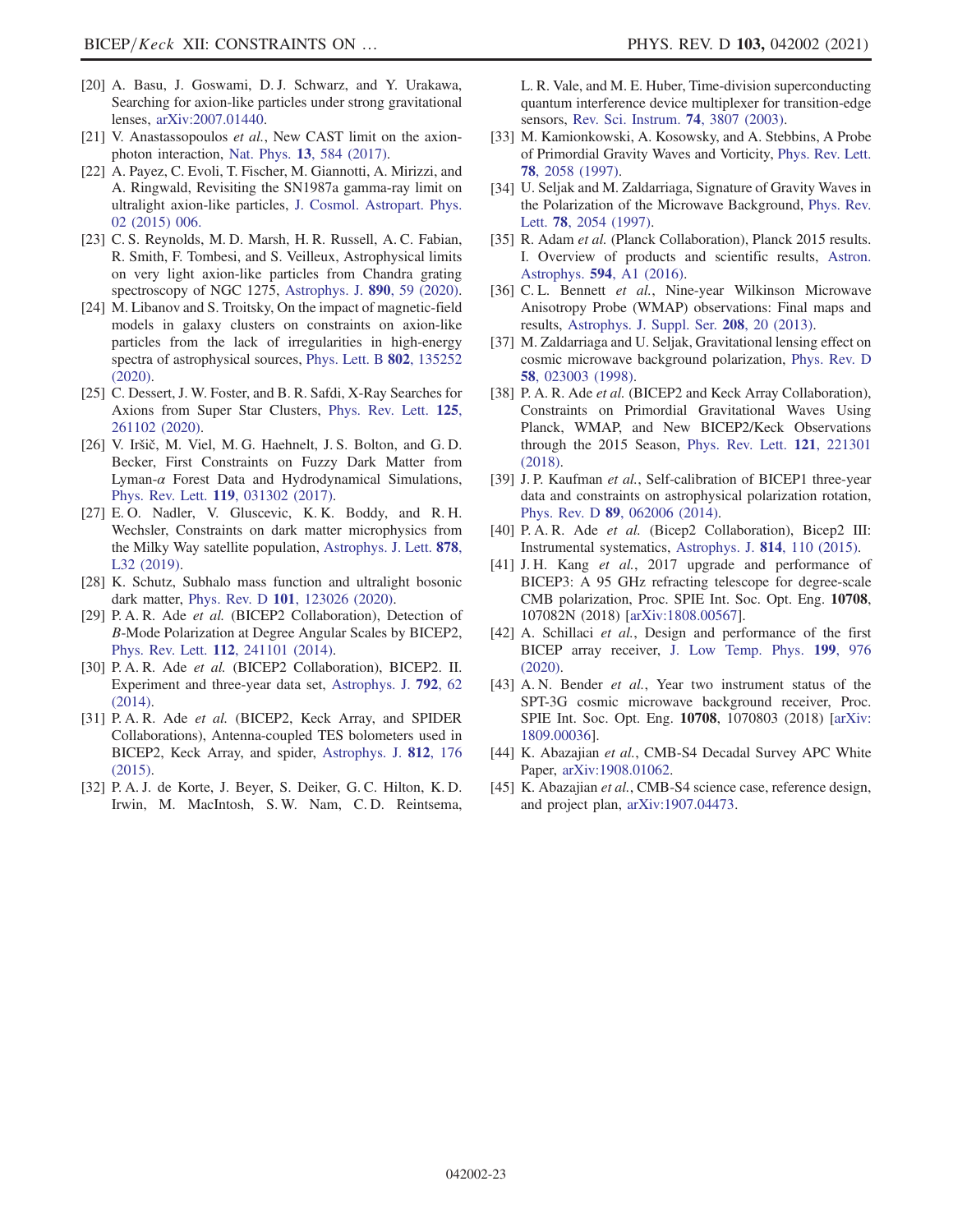[20] A. Basu, J. Goswami, D. J. Schwarz, and Y. Urakawa, Searching for axion-like particles under strong gravitational lenses, arXiv:2007.01440.

[21] V. Anastassopoulos *et al.*, New CAST limit on the axion-photon interaction, Nat. Phys. **13**, 584 (2017).

[22] A. Payez, C. Evoli, T. Fischer, M. Giannotti, A. Mirizzi, and A. Ringwald, Revisiting the SN1987a gamma-ray limit on ultralight axion-like particles, J. Cosmol. Astropart. Phys. 02 (2015) 006.

[23] C. S. Reynolds, M. D. Marsh, H. R. Russell, A. C. Fabian, R. Smith, F. Tombesi, and S. Veilleux, Astrophysical limits on very light axion-like particles from Chandra grating spectroscopy of NGC 1275, Astrophys. J. **890**, 59 (2020).

[24] M. Libanov and S. Troitsky, On the impact of magnetic-field models in galaxy clusters on constraints on axion-like particles from the lack of irregularities in high-energy spectra of astrophysical sources, Phys. Lett. B **802**, 135252 (2020).

[25] C. Dessert, J. W. Foster, and B. R. Safdi, X-Ray Searches for Axions from Super Star Clusters, Phys. Rev. Lett. **125**, 261102 (2020).

[26] V. Iršič, M. Viel, M. G. Haehnelt, J. S. Bolton, and G. D. Becker, First Constraints on Fuzzy Dark Matter from Lyman-$\alpha$ Forest Data and Hydrodynamical Simulations, Phys. Rev. Lett. **119**, 031302 (2017).

[27] E. O. Nadler, V. Gluscevic, K. K. Boddy, and R. H. Wechsler, Constraints on dark matter microphysics from the Milky Way satellite population, Astrophys. J. Lett. **878**, L32 (2019).

[28] K. Schutz, Subhalo mass function and ultralight bosonic dark matter, Phys. Rev. D **101**, 123026 (2020).

[29] P. A. R. Ade *et al.* (BICEP2 Collaboration), Detection of *B*-Mode Polarization at Degree Angular Scales by BICEP2, Phys. Rev. Lett. **112**, 241101 (2014).

[30] P. A. R. Ade *et al.* (BICEP2 Collaboration), BICEP2. II. Experiment and three-year data set, Astrophys. J. **792**, 62 (2014).

[31] P. A. R. Ade *et al.* (BICEP2, Keck Array, and SPIDER Collaborations), Antenna-coupled TES bolometers used in BICEP2, Keck Array, and spider, Astrophys. J. **812**, 176 (2015).

[32] P. A. J. de Korte, J. Beyer, S. Deiker, G. C. Hilton, K. D. Irwin, M. MacIntosh, S. W. Nam, C. D. Reintsema, L. R. Vale, and M. E. Huber, Time-division superconducting quantum interference device multiplexer for transition-edge sensors, Rev. Sci. Instrum. **74**, 3807 (2003).

[33] M. Kamionkowski, A. Kosowsky, and A. Stebbins, A Probe of Primordial Gravity Waves and Vorticity, Phys. Rev. Lett. **78**, 2058 (1997).

[34] U. Seljak and M. Zaldarriaga, Signature of Gravity Waves in the Polarization of the Microwave Background, Phys. Rev. Lett. **78**, 2054 (1997).

[35] R. Adam *et al.* (Planck Collaboration), Planck 2015 results. I. Overview of products and scientific results, Astron. Astrophys. **594**, A1 (2016).

[36] C. L. Bennett *et al.*, Nine-year Wilkinson Microwave Anisotropy Probe (WMAP) observations: Final maps and results, Astrophys. J. Suppl. Ser. **208**, 20 (2013).

[37] M. Zaldarriaga and U. Seljak, Gravitational lensing effect on cosmic microwave background polarization, Phys. Rev. D **58**, 023003 (1998).

[38] P. A. R. Ade *et al.* (BICEP2 and Keck Array Collaboration), Constraints on Primordial Gravitational Waves Using Planck, WMAP, and New BICEP2/Keck Observations through the 2015 Season, Phys. Rev. Lett. **121**, 221301 (2018).

[39] J. P. Kaufman *et al.*, Self-calibration of BICEP1 three-year data and constraints on astrophysical polarization rotation, Phys. Rev. D **89**, 062006 (2014).

[40] P. A. R. Ade *et al.* (Bicep2 Collaboration), Bicep2 III: Instrumental systematics, Astrophys. J. **814**, 110 (2015).

[41] J. H. Kang *et al.*, 2017 upgrade and performance of BICEP3: A 95 GHz refracting telescope for degree-scale CMB polarization, Proc. SPIE Int. Soc. Opt. Eng. **10708**, 107082N (2018) [arXiv:1808.00567].

[42] A. Schillaci *et al.*, Design and performance of the first BICEP array receiver, J. Low Temp. Phys. **199**, 976 (2020).

[43] A. N. Bender *et al.*, Year two instrument status of the SPT-3G cosmic microwave background receiver, Proc. SPIE Int. Soc. Opt. Eng. **10708**, 1070803 (2018) [arXiv:1809.00036].

[44] K. Abazajian *et al.*, CMB-S4 Decadal Survey APC White Paper, arXiv:1908.01062.

[45] K. Abazajian *et al.*, CMB-S4 science case, reference design, and project plan, arXiv:1907.04473.